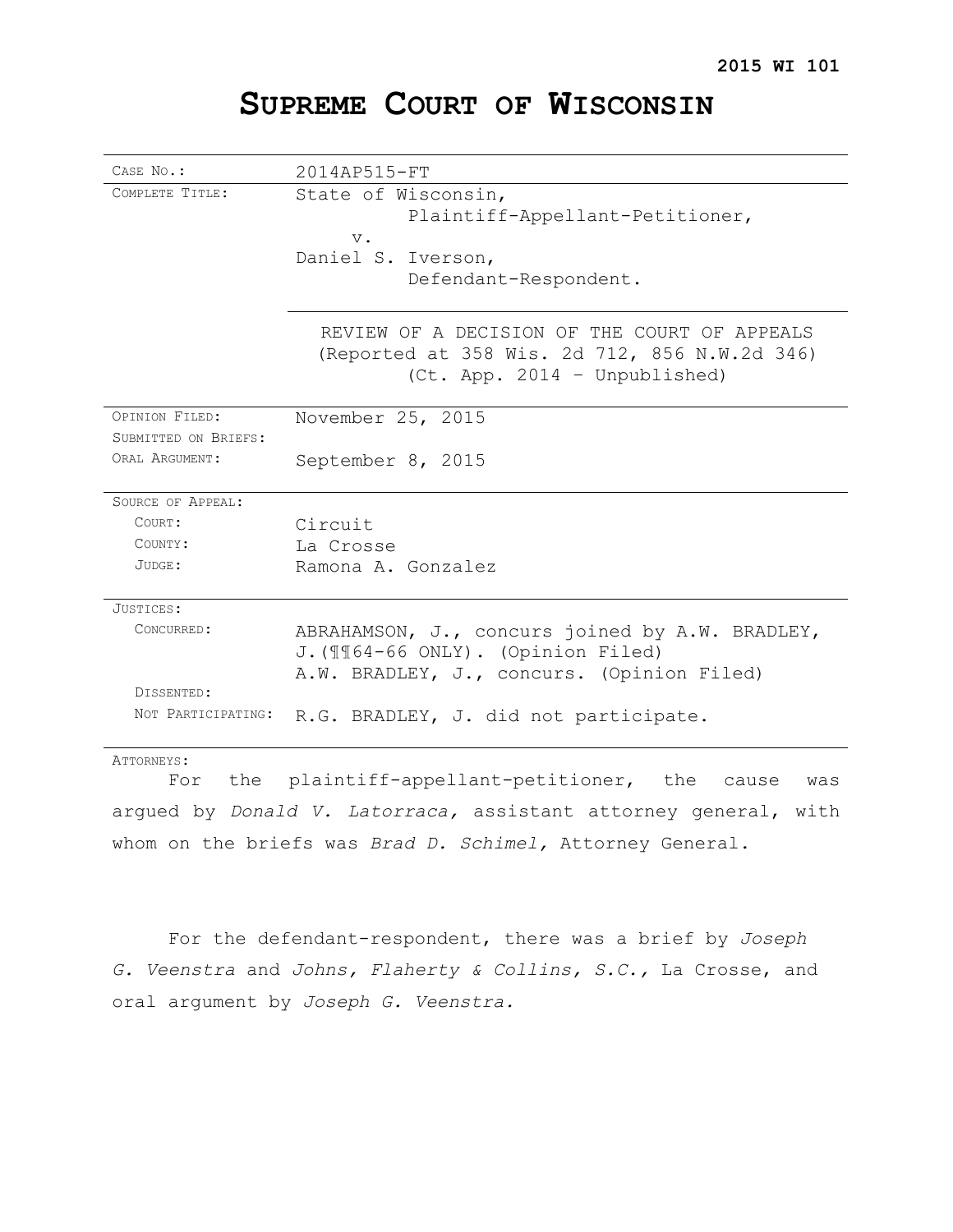**2015 WI 101**

# SUPREME COURT OF WISCONSIN

| | |
|---|---|
| CASE NO.: | 2014AP515-FT |
| COMPLETE TITLE: | State of Wisconsin,<br>Plaintiff-Appellant-Petitioner,<br>v.<br>Daniel S. Iverson,<br>Defendant-Respondent. |
| | REVIEW OF A DECISION OF THE COURT OF APPEALS<br>(Reported at 358 Wis. 2d 712, 856 N.W.2d 346)<br>(Ct. App. 2014 – Unpublished) |
| OPINION FILED: | November 25, 2015 |
| SUBMITTED ON BRIEFS: | |
| ORAL ARGUMENT: | September 8, 2015 |
| SOURCE OF APPEAL: | |
| COURT: | Circuit |
| COUNTY: | La Crosse |
| JUDGE: | Ramona A. Gonzalez |
| JUSTICES: | |
| CONCURRED: | ABRAHAMSON, J., concurs joined by A.W. BRADLEY, J.(¶¶64-66 ONLY). (Opinion Filed)<br>A.W. BRADLEY, J., concurs. (Opinion Filed) |
| DISSENTED: | |
| NOT PARTICIPATING: | R.G. BRADLEY, J. did not participate. |

ATTORNEYS:

For the plaintiff-appellant-petitioner, the cause was argued by *Donald V. Latorraca,* assistant attorney general, with whom on the briefs was *Brad D. Schimel,* Attorney General.

For the defendant-respondent, there was a brief by *Joseph G. Veenstra* and *Johns, Flaherty & Collins, S.C.,* La Crosse, and oral argument by *Joseph G. Veenstra.*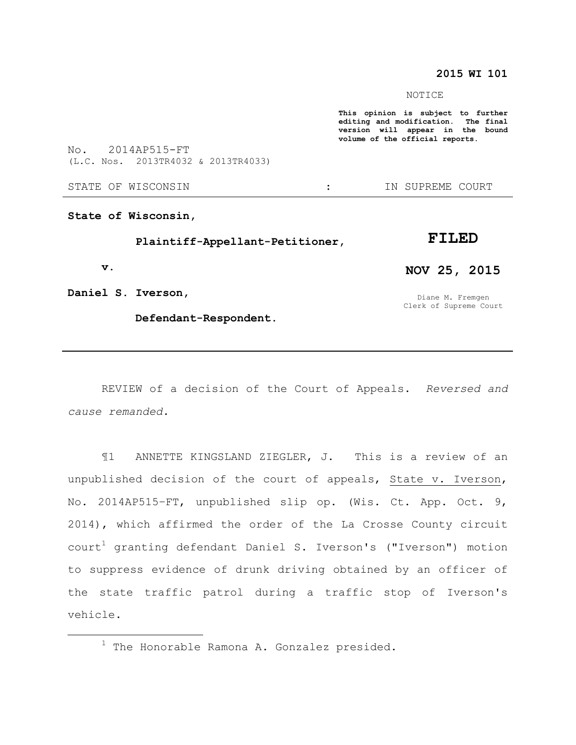**2015 WI 101**

NOTICE

**This opinion is subject to further editing and modification. The final version will appear in the bound volume of the official reports.**

No. 2014AP515-FT
(L.C. Nos. 2013TR4032 & 2013TR4033)

STATE OF WISCONSIN : IN SUPREME COURT

---

**State of Wisconsin,**

**Plaintiff-Appellant-Petitioner,**

**v.**

**Daniel S. Iverson,**

**Defendant-Respondent.**

**FILED**

**NOV 25, 2015**

Diane M. Fremgen
Clerk of Supreme Court

---

REVIEW of a decision of the Court of Appeals. *Reversed and cause remanded.*

¶1 ANNETTE KINGSLAND ZIEGLER, J. This is a review of an unpublished decision of the court of appeals, State v. Iverson, No. 2014AP515-FT, unpublished slip op. (Wis. Ct. App. Oct. 9, 2014), which affirmed the order of the La Crosse County circuit court[1] granting defendant Daniel S. Iverson's ("Iverson") motion to suppress evidence of drunk driving obtained by an officer of the state traffic patrol during a traffic stop of Iverson's vehicle.

---

[1] The Honorable Ramona A. Gonzalez presided.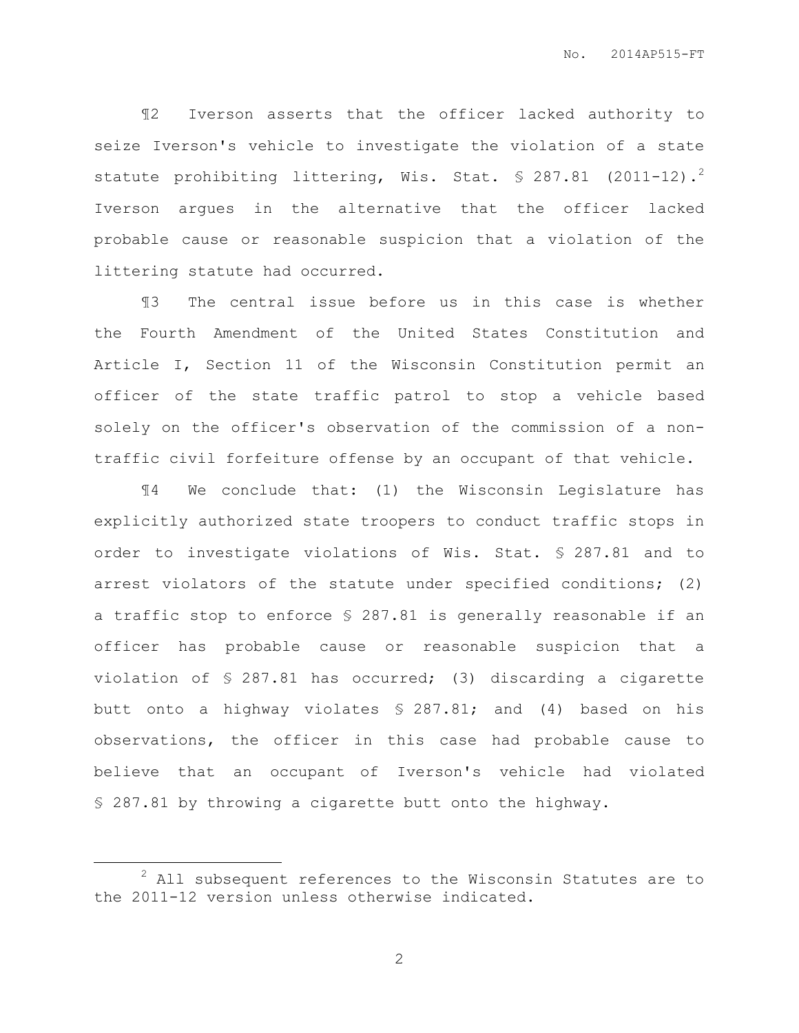¶2 Iverson asserts that the officer lacked authority to seize Iverson's vehicle to investigate the violation of a state statute prohibiting littering, Wis. Stat. § 287.81 (2011-12).[2] Iverson argues in the alternative that the officer lacked probable cause or reasonable suspicion that a violation of the littering statute had occurred.

¶3 The central issue before us in this case is whether the Fourth Amendment of the United States Constitution and Article I, Section 11 of the Wisconsin Constitution permit an officer of the state traffic patrol to stop a vehicle based solely on the officer's observation of the commission of a non-traffic civil forfeiture offense by an occupant of that vehicle.

¶4 We conclude that: (1) the Wisconsin Legislature has explicitly authorized state troopers to conduct traffic stops in order to investigate violations of Wis. Stat. § 287.81 and to arrest violators of the statute under specified conditions; (2) a traffic stop to enforce § 287.81 is generally reasonable if an officer has probable cause or reasonable suspicion that a violation of § 287.81 has occurred; (3) discarding a cigarette butt onto a highway violates § 287.81; and (4) based on his observations, the officer in this case had probable cause to believe that an occupant of Iverson's vehicle had violated § 287.81 by throwing a cigarette butt onto the highway.

---

[2] All subsequent references to the Wisconsin Statutes are to the 2011-12 version unless otherwise indicated.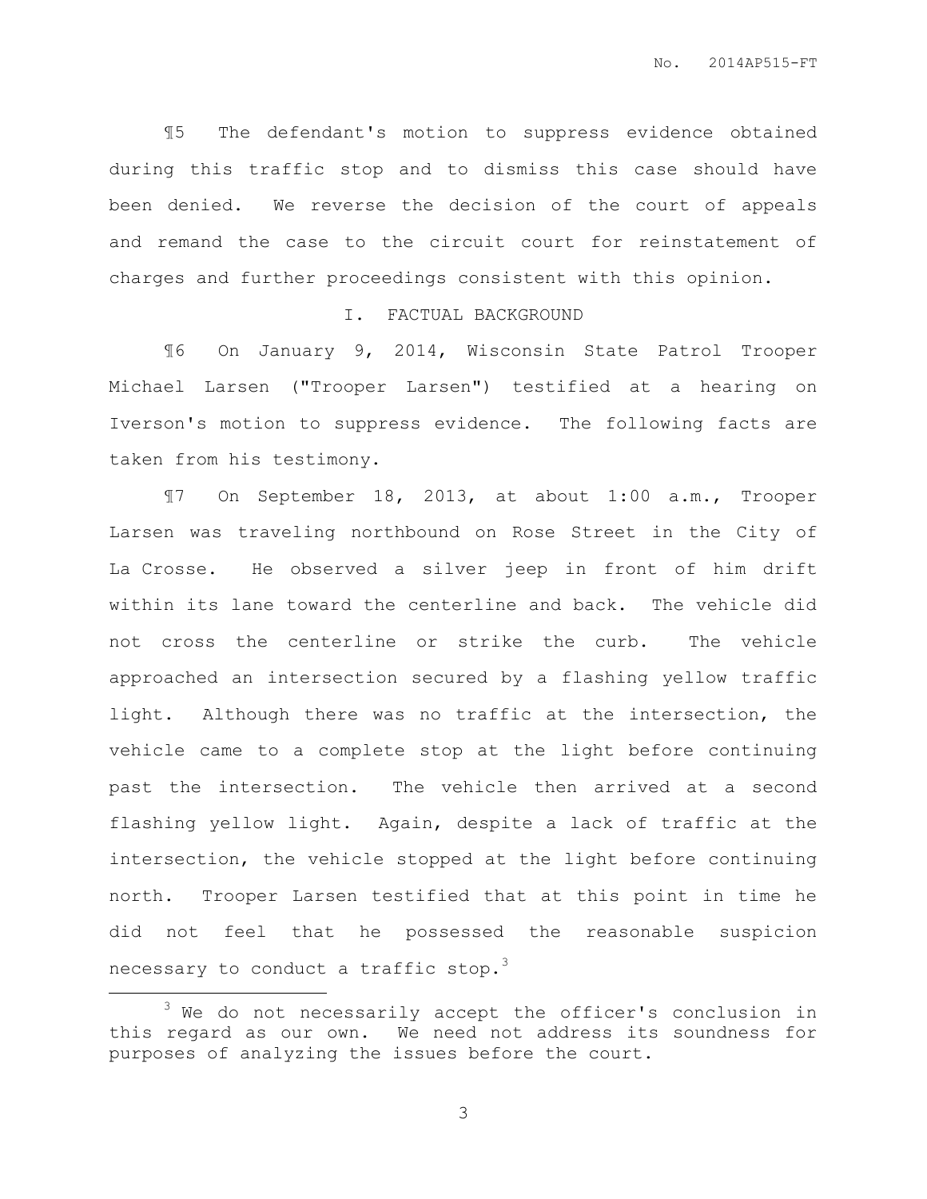¶5 The defendant's motion to suppress evidence obtained during this traffic stop and to dismiss this case should have been denied. We reverse the decision of the court of appeals and remand the case to the circuit court for reinstatement of charges and further proceedings consistent with this opinion.

## I. FACTUAL BACKGROUND

¶6 On January 9, 2014, Wisconsin State Patrol Trooper Michael Larsen ("Trooper Larsen") testified at a hearing on Iverson's motion to suppress evidence. The following facts are taken from his testimony.

¶7 On September 18, 2013, at about 1:00 a.m., Trooper Larsen was traveling northbound on Rose Street in the City of La Crosse. He observed a silver jeep in front of him drift within its lane toward the centerline and back. The vehicle did not cross the centerline or strike the curb. The vehicle approached an intersection secured by a flashing yellow traffic light. Although there was no traffic at the intersection, the vehicle came to a complete stop at the light before continuing past the intersection. The vehicle then arrived at a second flashing yellow light. Again, despite a lack of traffic at the intersection, the vehicle stopped at the light before continuing north. Trooper Larsen testified that at this point in time he did not feel that he possessed the reasonable suspicion necessary to conduct a traffic stop.[3]

---

[3] We do not necessarily accept the officer's conclusion in this regard as our own. We need not address its soundness for purposes of analyzing the issues before the court.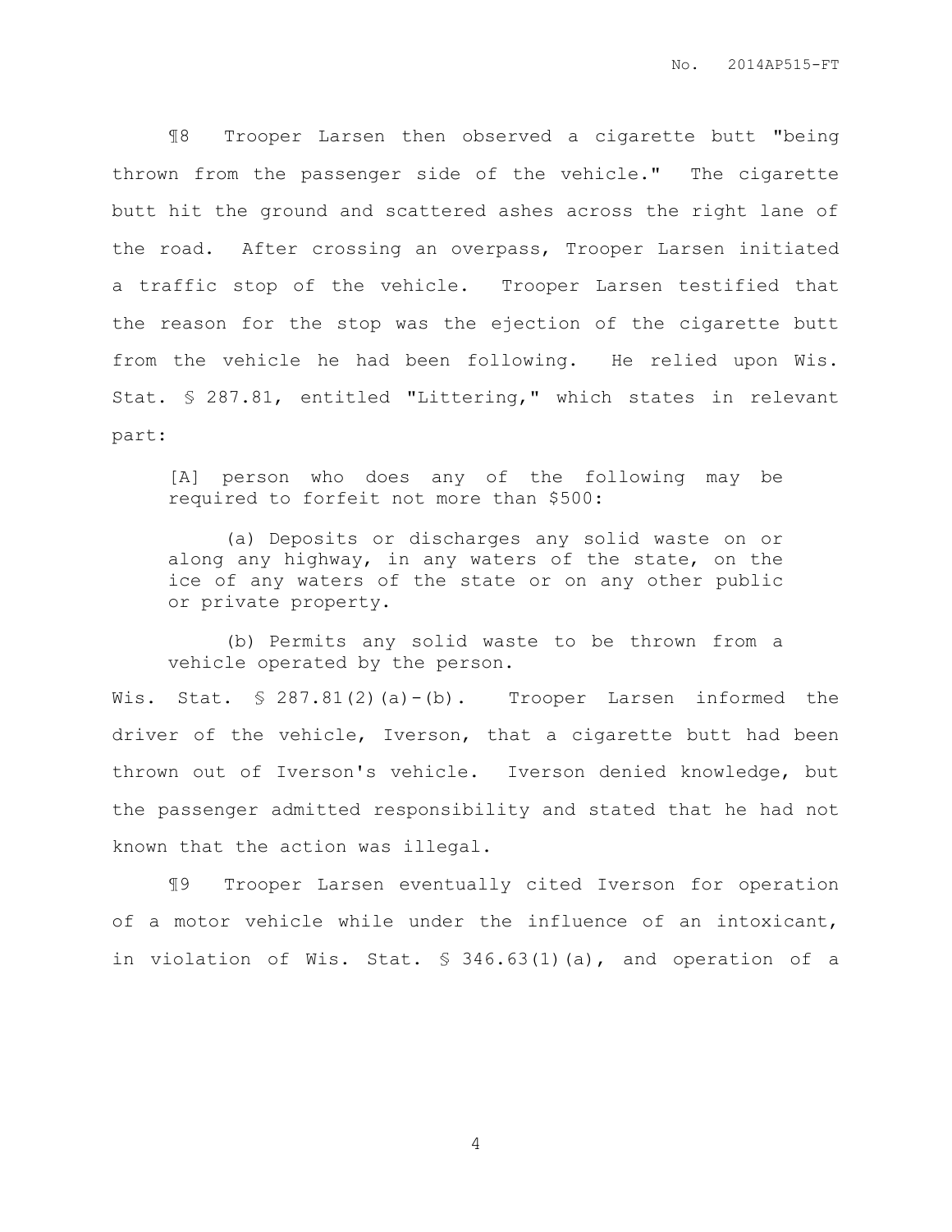¶8 Trooper Larsen then observed a cigarette butt "being thrown from the passenger side of the vehicle." The cigarette butt hit the ground and scattered ashes across the right lane of the road. After crossing an overpass, Trooper Larsen initiated a traffic stop of the vehicle. Trooper Larsen testified that the reason for the stop was the ejection of the cigarette butt from the vehicle he had been following. He relied upon Wis. Stat. § 287.81, entitled "Littering," which states in relevant part:

> [A] person who does any of the following may be required to forfeit not more than $500:
>
> (a) Deposits or discharges any solid waste on or along any highway, in any waters of the state, on the ice of any waters of the state or on any other public or private property.
>
> (b) Permits any solid waste to be thrown from a vehicle operated by the person.

Wis. Stat. § 287.81(2)(a)-(b). Trooper Larsen informed the driver of the vehicle, Iverson, that a cigarette butt had been thrown out of Iverson's vehicle. Iverson denied knowledge, but the passenger admitted responsibility and stated that he had not known that the action was illegal.

¶9 Trooper Larsen eventually cited Iverson for operation of a motor vehicle while under the influence of an intoxicant, in violation of Wis. Stat. § 346.63(1)(a), and operation of a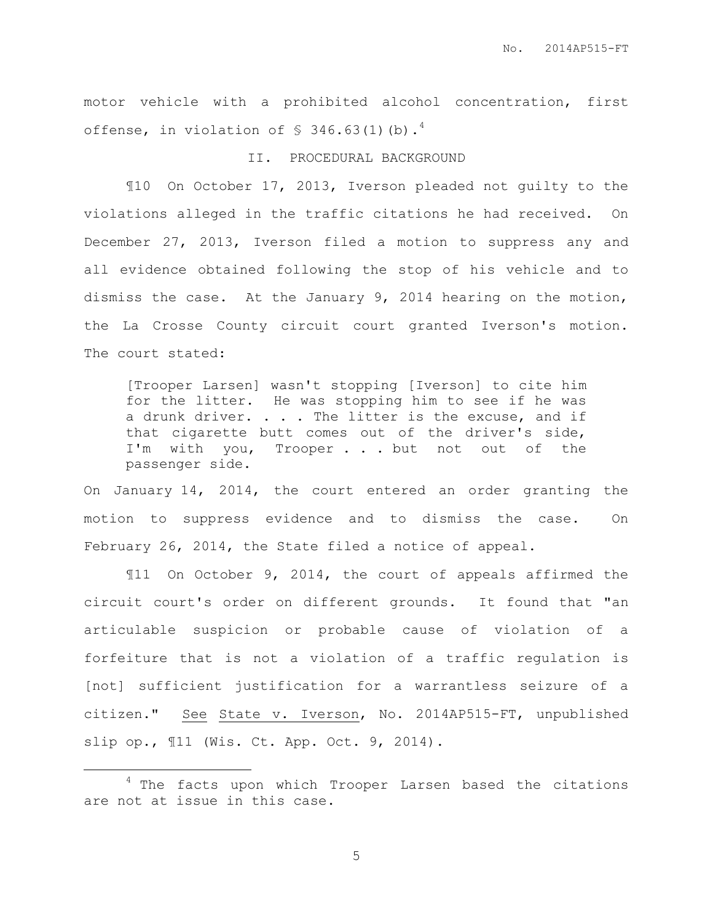motor vehicle with a prohibited alcohol concentration, first offense, in violation of § 346.63(1)(b).[4]

## II. PROCEDURAL BACKGROUND

¶10 On October 17, 2013, Iverson pleaded not guilty to the violations alleged in the traffic citations he had received. On December 27, 2013, Iverson filed a motion to suppress any and all evidence obtained following the stop of his vehicle and to dismiss the case. At the January 9, 2014 hearing on the motion, the La Crosse County circuit court granted Iverson's motion. The court stated:

> [Trooper Larsen] wasn't stopping [Iverson] to cite him for the litter. He was stopping him to see if he was a drunk driver. . . . The litter is the excuse, and if that cigarette butt comes out of the driver's side, I'm with you, Trooper . . . but not out of the passenger side.

On January 14, 2014, the court entered an order granting the motion to suppress evidence and to dismiss the case. On February 26, 2014, the State filed a notice of appeal.

¶11 On October 9, 2014, the court of appeals affirmed the circuit court's order on different grounds. It found that "an articulable suspicion or probable cause of violation of a forfeiture that is not a violation of a traffic regulation is [not] sufficient justification for a warrantless seizure of a citizen." See State v. Iverson, No. 2014AP515-FT, unpublished slip op., ¶11 (Wis. Ct. App. Oct. 9, 2014).

---

[4] The facts upon which Trooper Larsen based the citations are not at issue in this case.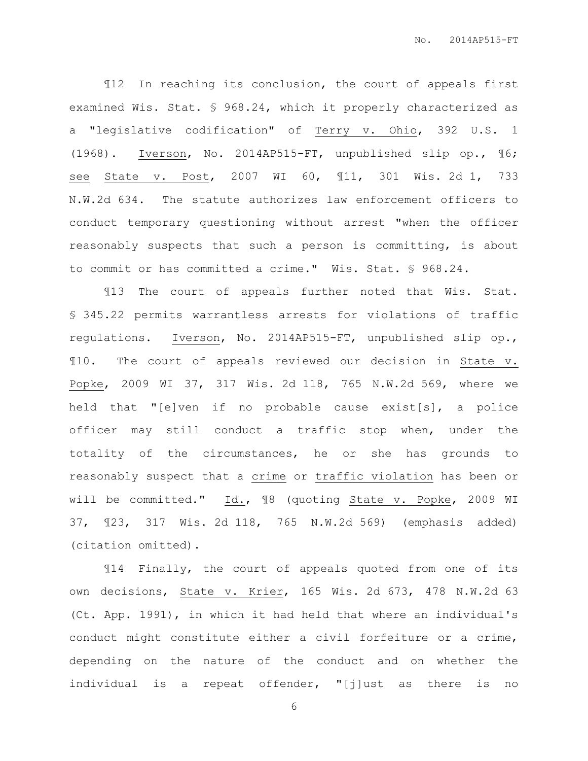¶12 In reaching its conclusion, the court of appeals first examined Wis. Stat. § 968.24, which it properly characterized as a "legislative codification" of Terry v. Ohio, 392 U.S. 1 (1968). Iverson, No. 2014AP515-FT, unpublished slip op., ¶6; see State v. Post, 2007 WI 60, ¶11, 301 Wis. 2d 1, 733 N.W.2d 634. The statute authorizes law enforcement officers to conduct temporary questioning without arrest "when the officer reasonably suspects that such a person is committing, is about to commit or has committed a crime." Wis. Stat. § 968.24.

¶13 The court of appeals further noted that Wis. Stat. § 345.22 permits warrantless arrests for violations of traffic regulations. Iverson, No. 2014AP515-FT, unpublished slip op., ¶10. The court of appeals reviewed our decision in State v. Popke, 2009 WI 37, 317 Wis. 2d 118, 765 N.W.2d 569, where we held that "[e]ven if no probable cause exist[s], a police officer may still conduct a traffic stop when, under the totality of the circumstances, he or she has grounds to reasonably suspect that a crime or traffic violation has been or will be committed." Id., ¶8 (quoting State v. Popke, 2009 WI 37, ¶23, 317 Wis. 2d 118, 765 N.W.2d 569) (emphasis added) (citation omitted).

¶14 Finally, the court of appeals quoted from one of its own decisions, State v. Krier, 165 Wis. 2d 673, 478 N.W.2d 63 (Ct. App. 1991), in which it had held that where an individual's conduct might constitute either a civil forfeiture or a crime, depending on the nature of the conduct and on whether the individual is a repeat offender, "[j]ust as there is no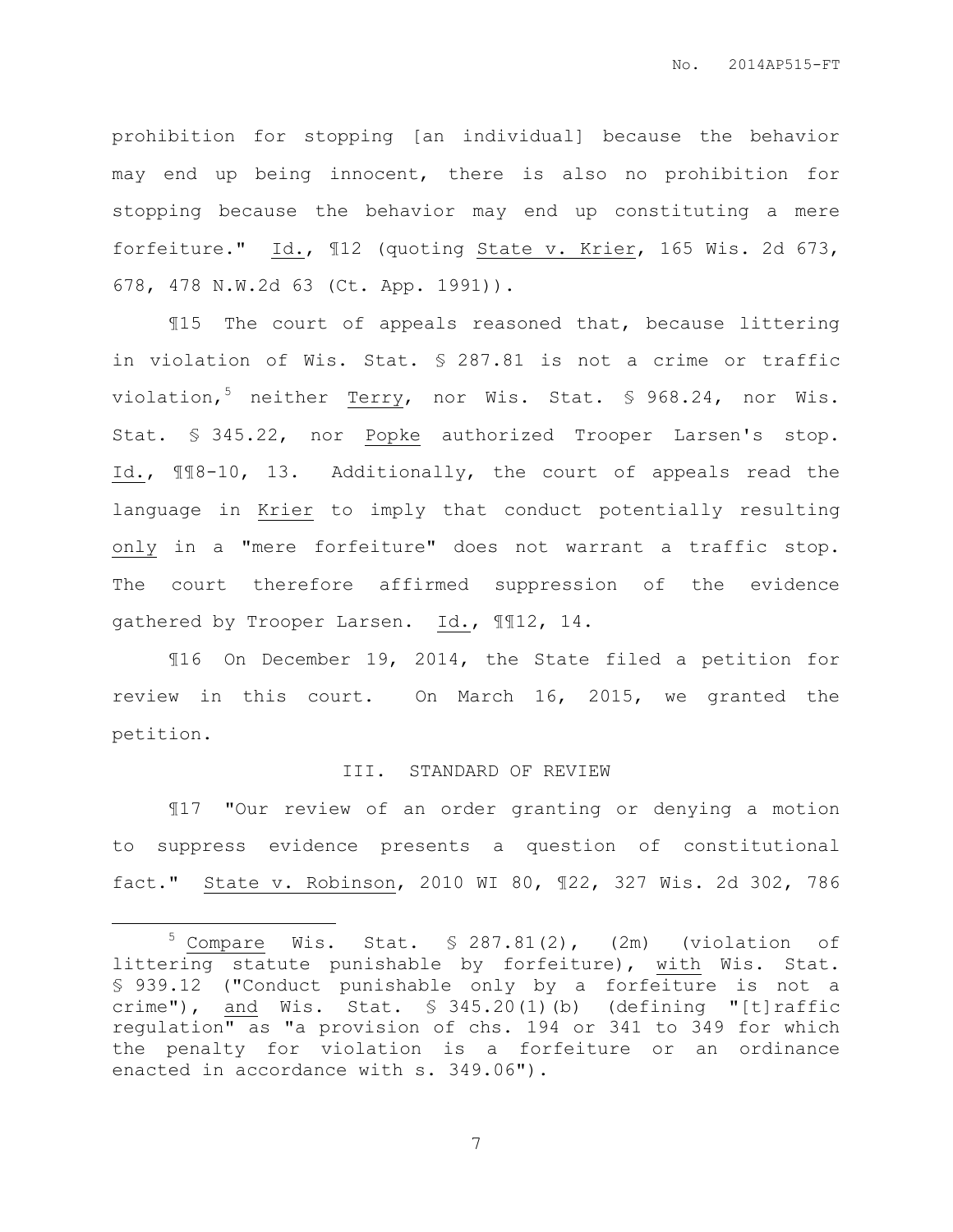prohibition for stopping [an individual] because the behavior may end up being innocent, there is also no prohibition for stopping because the behavior may end up constituting a mere forfeiture." Id., ¶12 (quoting State v. Krier, 165 Wis. 2d 673, 678, 478 N.W.2d 63 (Ct. App. 1991)).

¶15 The court of appeals reasoned that, because littering in violation of Wis. Stat. § 287.81 is not a crime or traffic violation,[5] neither Terry, nor Wis. Stat. § 968.24, nor Wis. Stat. § 345.22, nor Popke authorized Trooper Larsen's stop. Id., ¶¶8-10, 13. Additionally, the court of appeals read the language in Krier to imply that conduct potentially resulting only in a "mere forfeiture" does not warrant a traffic stop. The court therefore affirmed suppression of the evidence gathered by Trooper Larsen. Id., ¶¶12, 14.

¶16 On December 19, 2014, the State filed a petition for review in this court. On March 16, 2015, we granted the petition.

## III. STANDARD OF REVIEW

¶17 "Our review of an order granting or denying a motion to suppress evidence presents a question of constitutional fact." State v. Robinson, 2010 WI 80, ¶22, 327 Wis. 2d 302, 786

---

[5] Compare Wis. Stat. § 287.81(2), (2m) (violation of littering statute punishable by forfeiture), with Wis. Stat. § 939.12 ("Conduct punishable only by a forfeiture is not a crime"), and Wis. Stat. § 345.20(1)(b) (defining "[t]raffic regulation" as "a provision of chs. 194 or 341 to 349 for which the penalty for violation is a forfeiture or an ordinance enacted in accordance with s. 349.06").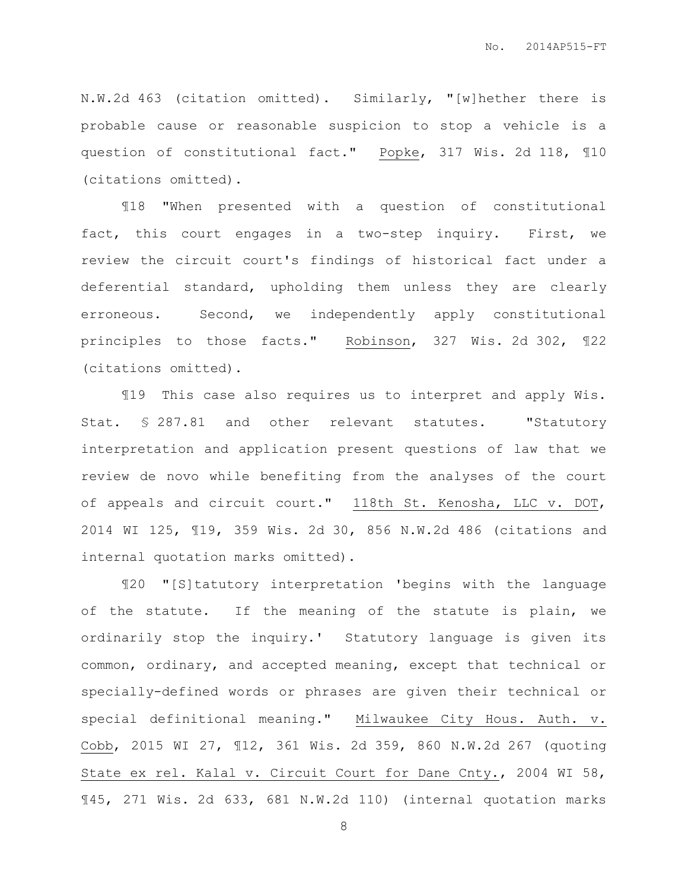N.W.2d 463 (citation omitted). Similarly, "[w]hether there is probable cause or reasonable suspicion to stop a vehicle is a question of constitutional fact." Popke, 317 Wis. 2d 118, ¶10 (citations omitted).

¶18 "When presented with a question of constitutional fact, this court engages in a two-step inquiry. First, we review the circuit court's findings of historical fact under a deferential standard, upholding them unless they are clearly erroneous. Second, we independently apply constitutional principles to those facts." Robinson, 327 Wis. 2d 302, ¶22 (citations omitted).

¶19 This case also requires us to interpret and apply Wis. Stat. § 287.81 and other relevant statutes. "Statutory interpretation and application present questions of law that we review de novo while benefiting from the analyses of the court of appeals and circuit court." 118th St. Kenosha, LLC v. DOT, 2014 WI 125, ¶19, 359 Wis. 2d 30, 856 N.W.2d 486 (citations and internal quotation marks omitted).

¶20 "[S]tatutory interpretation 'begins with the language of the statute. If the meaning of the statute is plain, we ordinarily stop the inquiry.' Statutory language is given its common, ordinary, and accepted meaning, except that technical or specially-defined words or phrases are given their technical or special definitional meaning." Milwaukee City Hous. Auth. v. Cobb, 2015 WI 27, ¶12, 361 Wis. 2d 359, 860 N.W.2d 267 (quoting State ex rel. Kalal v. Circuit Court for Dane Cnty., 2004 WI 58, ¶45, 271 Wis. 2d 633, 681 N.W.2d 110) (internal quotation marks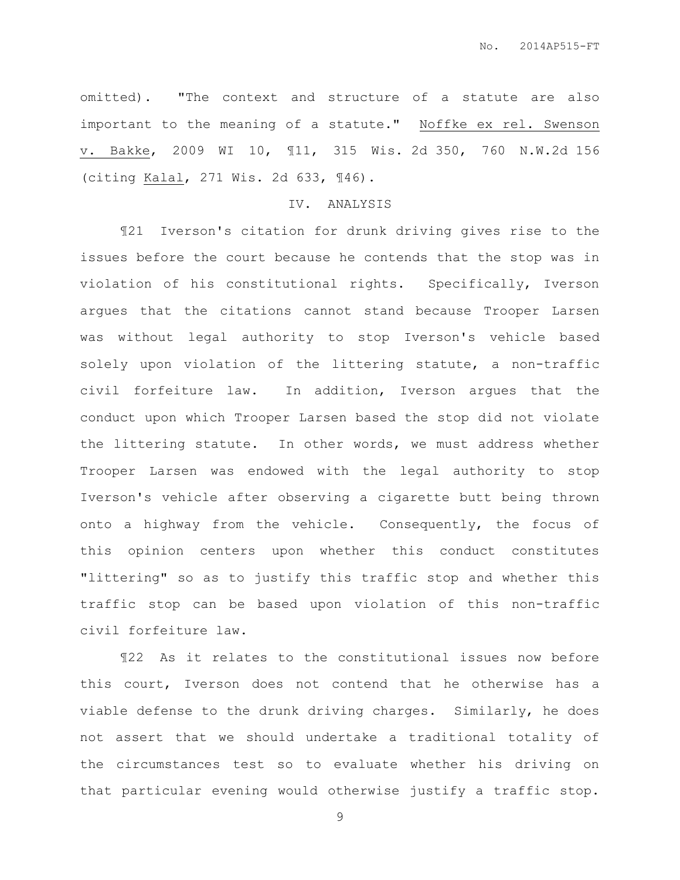omitted). "The context and structure of a statute are also important to the meaning of a statute." Noffke ex rel. Swenson v. Bakke, 2009 WI 10, ¶11, 315 Wis. 2d 350, 760 N.W.2d 156 (citing Kalal, 271 Wis. 2d 633, ¶46).

## IV. ANALYSIS

¶21 Iverson's citation for drunk driving gives rise to the issues before the court because he contends that the stop was in violation of his constitutional rights. Specifically, Iverson argues that the citations cannot stand because Trooper Larsen was without legal authority to stop Iverson's vehicle based solely upon violation of the littering statute, a non-traffic civil forfeiture law. In addition, Iverson argues that the conduct upon which Trooper Larsen based the stop did not violate the littering statute. In other words, we must address whether Trooper Larsen was endowed with the legal authority to stop Iverson's vehicle after observing a cigarette butt being thrown onto a highway from the vehicle. Consequently, the focus of this opinion centers upon whether this conduct constitutes "littering" so as to justify this traffic stop and whether this traffic stop can be based upon violation of this non-traffic civil forfeiture law.

¶22 As it relates to the constitutional issues now before this court, Iverson does not contend that he otherwise has a viable defense to the drunk driving charges. Similarly, he does not assert that we should undertake a traditional totality of the circumstances test so to evaluate whether his driving on that particular evening would otherwise justify a traffic stop.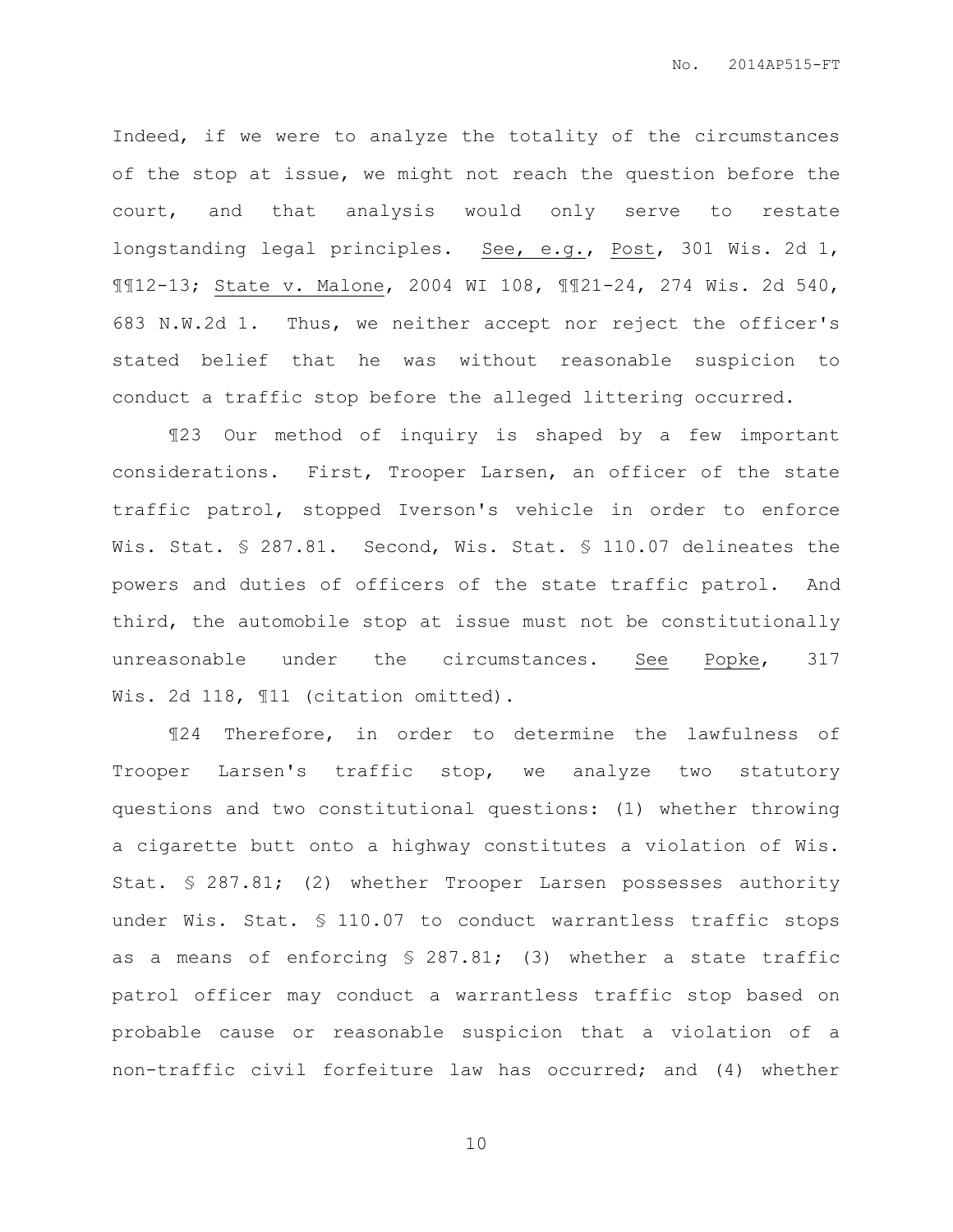Indeed, if we were to analyze the totality of the circumstances of the stop at issue, we might not reach the question before the court, and that analysis would only serve to restate longstanding legal principles. See, e.g., Post, 301 Wis. 2d 1, ¶¶12-13; State v. Malone, 2004 WI 108, ¶¶21-24, 274 Wis. 2d 540, 683 N.W.2d 1. Thus, we neither accept nor reject the officer's stated belief that he was without reasonable suspicion to conduct a traffic stop before the alleged littering occurred.

¶23 Our method of inquiry is shaped by a few important considerations. First, Trooper Larsen, an officer of the state traffic patrol, stopped Iverson's vehicle in order to enforce Wis. Stat. § 287.81. Second, Wis. Stat. § 110.07 delineates the powers and duties of officers of the state traffic patrol. And third, the automobile stop at issue must not be constitutionally unreasonable under the circumstances. See Popke, 317 Wis. 2d 118, ¶11 (citation omitted).

¶24 Therefore, in order to determine the lawfulness of Trooper Larsen's traffic stop, we analyze two statutory questions and two constitutional questions: (1) whether throwing a cigarette butt onto a highway constitutes a violation of Wis. Stat. § 287.81; (2) whether Trooper Larsen possesses authority under Wis. Stat. § 110.07 to conduct warrantless traffic stops as a means of enforcing § 287.81; (3) whether a state traffic patrol officer may conduct a warrantless traffic stop based on probable cause or reasonable suspicion that a violation of a non-traffic civil forfeiture law has occurred; and (4) whether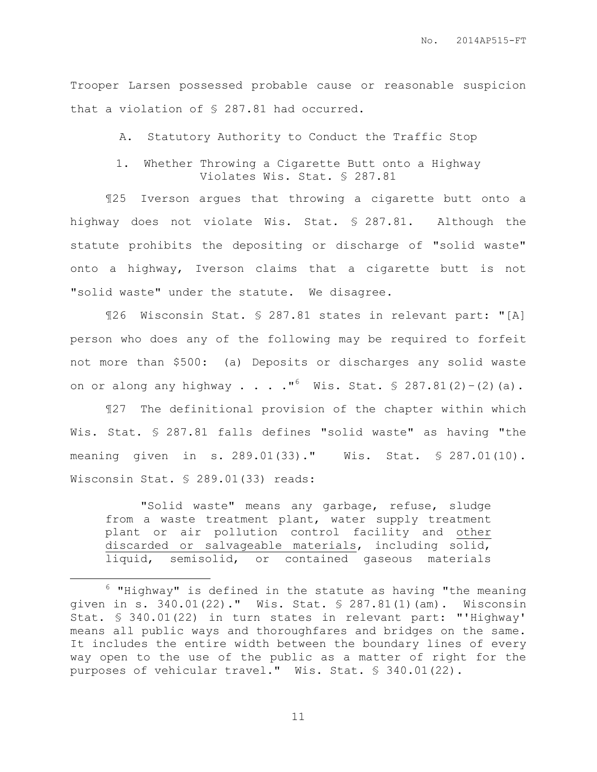Trooper Larsen possessed probable cause or reasonable suspicion that a violation of § 287.81 had occurred.

### A. Statutory Authority to Conduct the Traffic Stop

#### 1. Whether Throwing a Cigarette Butt onto a Highway Violates Wis. Stat. § 287.81

¶25 Iverson argues that throwing a cigarette butt onto a highway does not violate Wis. Stat. § 287.81. Although the statute prohibits the depositing or discharge of "solid waste" onto a highway, Iverson claims that a cigarette butt is not "solid waste" under the statute. We disagree.

¶26 Wisconsin Stat. § 287.81 states in relevant part: "[A] person who does any of the following may be required to forfeit not more than $500: (a) Deposits or discharges any solid waste on or along any highway . . . ."[6] Wis. Stat. § 287.81(2)–(2)(a).

¶27 The definitional provision of the chapter within which Wis. Stat. § 287.81 falls defines "solid waste" as having "the meaning given in s. 289.01(33)." Wis. Stat. § 287.01(10). Wisconsin Stat. § 289.01(33) reads:

> "Solid waste" means any garbage, refuse, sludge from a waste treatment plant, water supply treatment plant or air pollution control facility and <u>other discarded or salvageable materials</u>, including solid, liquid, semisolid, or contained gaseous materials

---

[6] "Highway" is defined in the statute as having "the meaning given in s. 340.01(22)." Wis. Stat. § 287.81(1)(am). Wisconsin Stat. § 340.01(22) in turn states in relevant part: "'Highway' means all public ways and thoroughfares and bridges on the same. It includes the entire width between the boundary lines of every way open to the use of the public as a matter of right for the purposes of vehicular travel." Wis. Stat. § 340.01(22).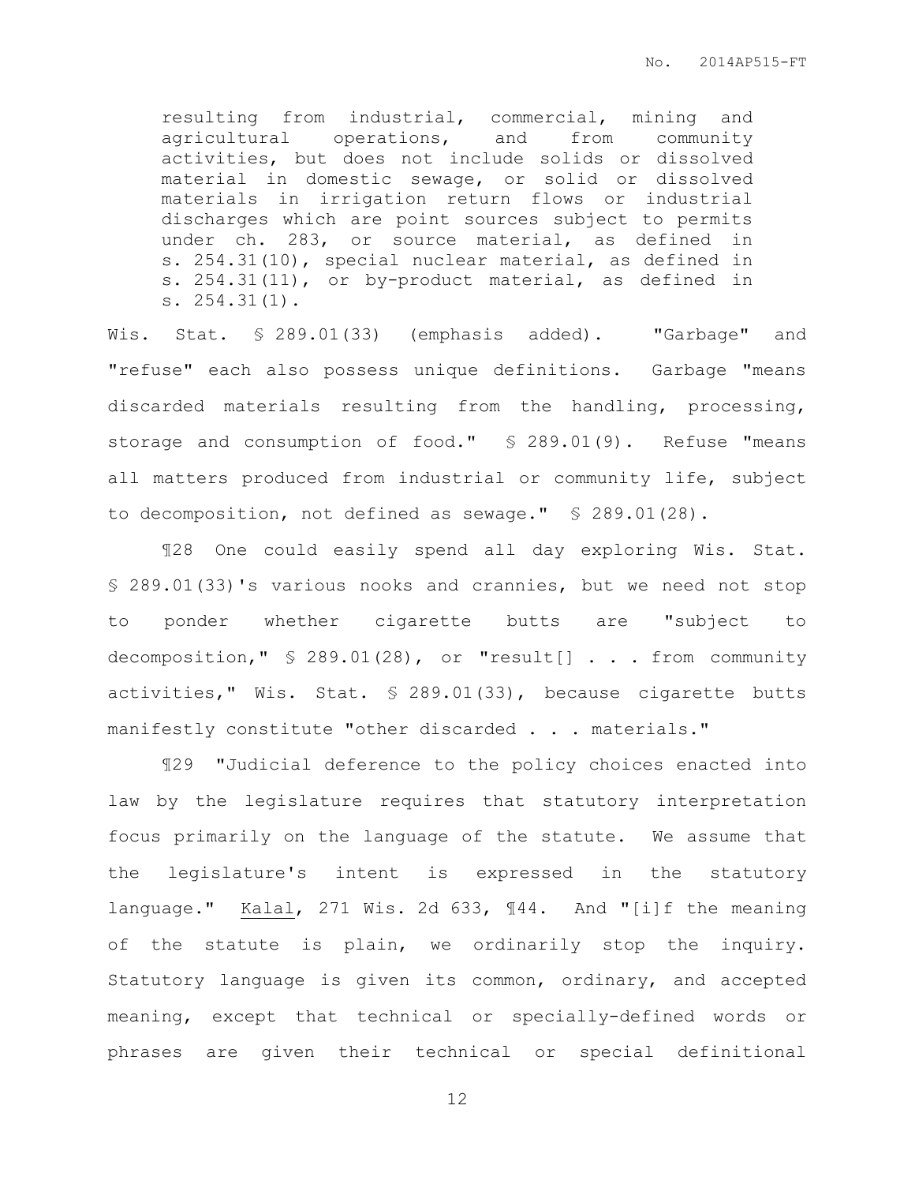> resulting from industrial, commercial, mining and agricultural operations, and from community activities, but does not include solids or dissolved material in domestic sewage, or solid or dissolved materials in irrigation return flows or industrial discharges which are point sources subject to permits under ch. 283, or source material, as defined in s. 254.31(10), special nuclear material, as defined in s. 254.31(11), or by-product material, as defined in s. 254.31(1).

Wis. Stat. § 289.01(33) (emphasis added). "Garbage" and "refuse" each also possess unique definitions. Garbage "means discarded materials resulting from the handling, processing, storage and consumption of food." § 289.01(9). Refuse "means all matters produced from industrial or community life, subject to decomposition, not defined as sewage." § 289.01(28).

¶28 One could easily spend all day exploring Wis. Stat. § 289.01(33)'s various nooks and crannies, but we need not stop to ponder whether cigarette butts are "subject to decomposition," § 289.01(28), or "result[] . . . from community activities," Wis. Stat. § 289.01(33), because cigarette butts manifestly constitute "other discarded . . . materials."

¶29 "Judicial deference to the policy choices enacted into law by the legislature requires that statutory interpretation focus primarily on the language of the statute. We assume that the legislature's intent is expressed in the statutory language." Kalal, 271 Wis. 2d 633, ¶44. And "[i]f the meaning of the statute is plain, we ordinarily stop the inquiry. Statutory language is given its common, ordinary, and accepted meaning, except that technical or specially-defined words or phrases are given their technical or special definitional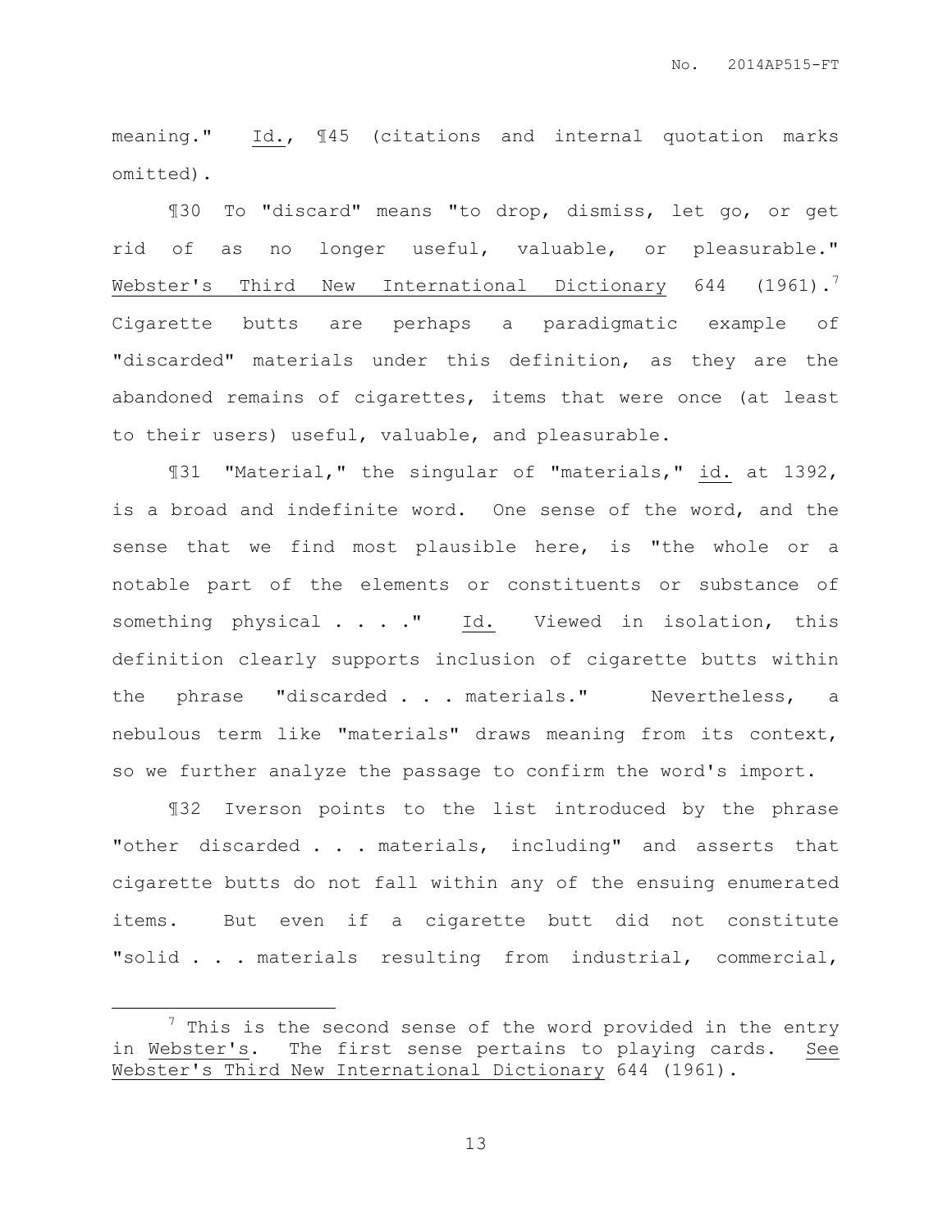meaning." Id., ¶45 (citations and internal quotation marks omitted).

¶30 To "discard" means "to drop, dismiss, let go, or get rid of as no longer useful, valuable, or pleasurable." Webster's Third New International Dictionary 644 (1961).[7] Cigarette butts are perhaps a paradigmatic example of "discarded" materials under this definition, as they are the abandoned remains of cigarettes, items that were once (at least to their users) useful, valuable, and pleasurable.

¶31 "Material," the singular of "materials," id. at 1392, is a broad and indefinite word. One sense of the word, and the sense that we find most plausible here, is "the whole or a notable part of the elements or constituents or substance of something physical . . . ." Id. Viewed in isolation, this definition clearly supports inclusion of cigarette butts within the phrase "discarded . . . materials." Nevertheless, a nebulous term like "materials" draws meaning from its context, so we further analyze the passage to confirm the word's import.

¶32 Iverson points to the list introduced by the phrase "other discarded . . . materials, including" and asserts that cigarette butts do not fall within any of the ensuing enumerated items. But even if a cigarette butt did not constitute "solid . . . materials resulting from industrial, commercial,

---

[7] This is the second sense of the word provided in the entry in Webster's. The first sense pertains to playing cards. See Webster's Third New International Dictionary 644 (1961).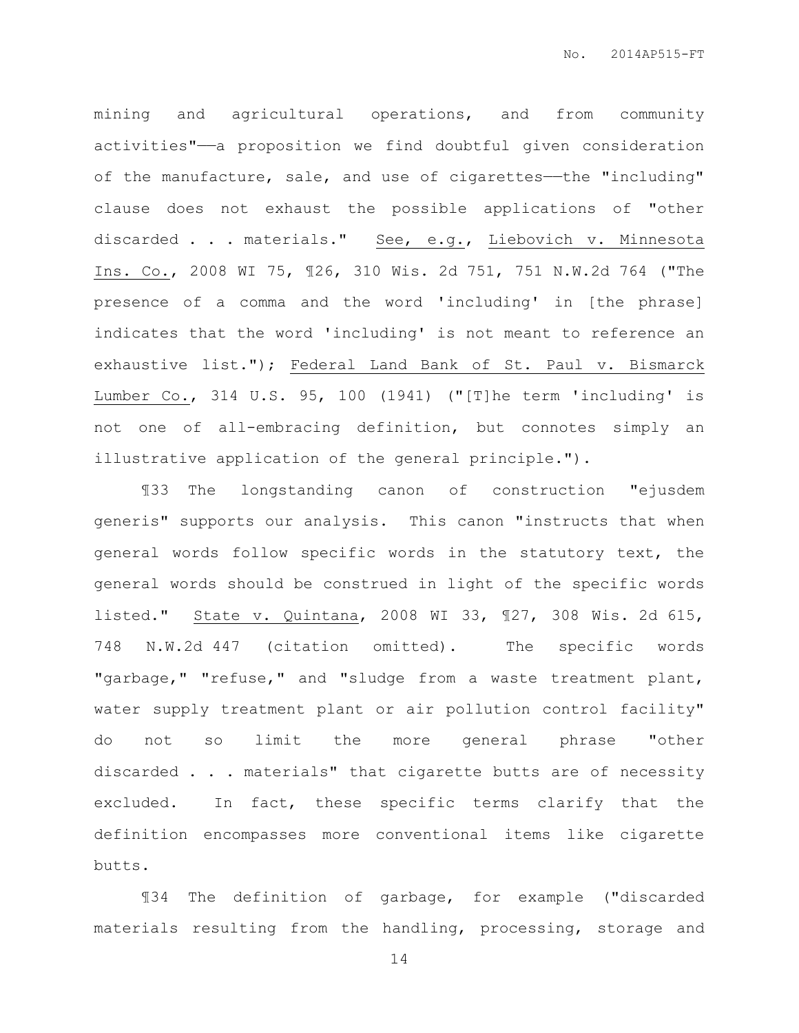mining and agricultural operations, and from community activities"——a proposition we find doubtful given consideration of the manufacture, sale, and use of cigarettes——the "including" clause does not exhaust the possible applications of "other discarded . . . materials." <u>See, e.g.</u>, <u>Liebovich v. Minnesota Ins. Co.</u>, 2008 WI 75, ¶26, 310 Wis. 2d 751, 751 N.W.2d 764 ("The presence of a comma and the word 'including' in [the phrase] indicates that the word 'including' is not meant to reference an exhaustive list."); <u>Federal Land Bank of St. Paul v. Bismarck Lumber Co.</u>, 314 U.S. 95, 100 (1941) ("[T]he term 'including' is not one of all-embracing definition, but connotes simply an illustrative application of the general principle.").

¶33 The longstanding canon of construction "ejusdem generis" supports our analysis. This canon "instructs that when general words follow specific words in the statutory text, the general words should be construed in light of the specific words listed." <u>State v. Quintana</u>, 2008 WI 33, ¶27, 308 Wis. 2d 615, 748 N.W.2d 447 (citation omitted). The specific words "garbage," "refuse," and "sludge from a waste treatment plant, water supply treatment plant or air pollution control facility" do not so limit the more general phrase "other discarded . . . materials" that cigarette butts are of necessity excluded. In fact, these specific terms clarify that the definition encompasses more conventional items like cigarette butts.

¶34 The definition of garbage, for example ("discarded materials resulting from the handling, processing, storage and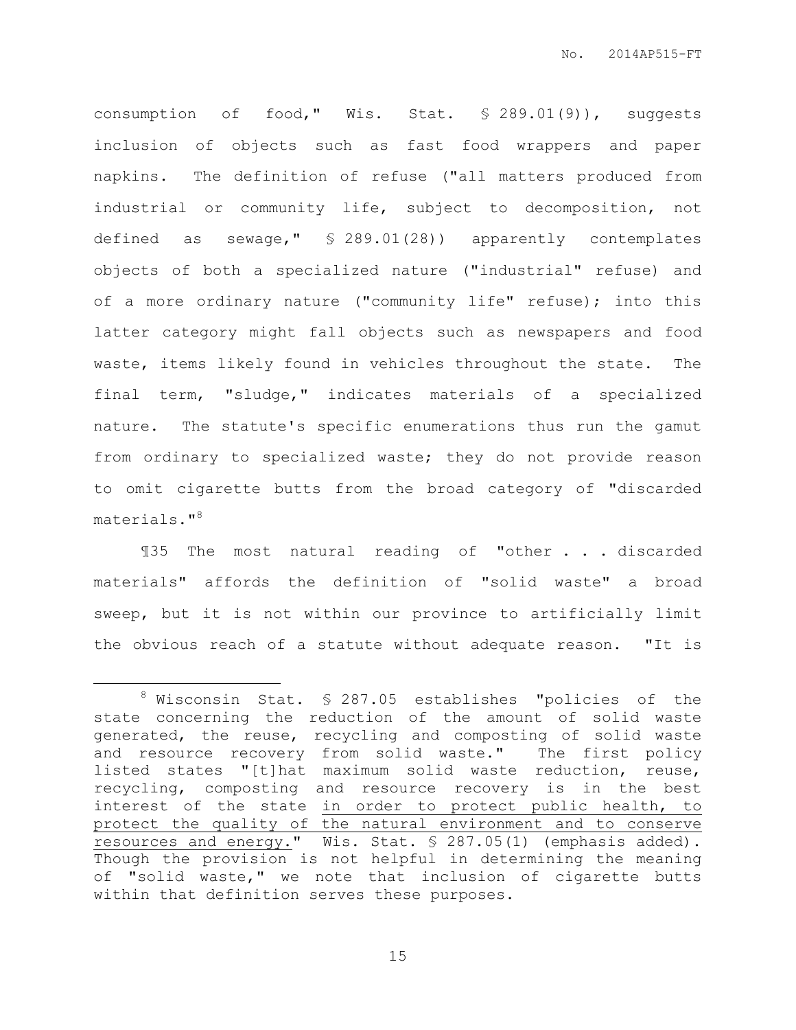consumption of food," Wis. Stat. § 289.01(9)), suggests inclusion of objects such as fast food wrappers and paper napkins. The definition of refuse ("all matters produced from industrial or community life, subject to decomposition, not defined as sewage," § 289.01(28)) apparently contemplates objects of both a specialized nature ("industrial" refuse) and of a more ordinary nature ("community life" refuse); into this latter category might fall objects such as newspapers and food waste, items likely found in vehicles throughout the state. The final term, "sludge," indicates materials of a specialized nature. The statute's specific enumerations thus run the gamut from ordinary to specialized waste; they do not provide reason to omit cigarette butts from the broad category of "discarded materials."[8]

¶35 The most natural reading of "other . . . discarded materials" affords the definition of "solid waste" a broad sweep, but it is not within our province to artificially limit the obvious reach of a statute without adequate reason. "It is

---

[8] Wisconsin Stat. § 287.05 establishes "policies of the state concerning the reduction of the amount of solid waste generated, the reuse, recycling and composting of solid waste and resource recovery from solid waste." The first policy listed states "[t]hat maximum solid waste reduction, reuse, recycling, composting and resource recovery is in the best interest of the state <u>in order to protect public health, to protect the quality of the natural environment and to conserve resources and energy.</u>" Wis. Stat. § 287.05(1) (emphasis added). Though the provision is not helpful in determining the meaning of "solid waste," we note that inclusion of cigarette butts within that definition serves these purposes.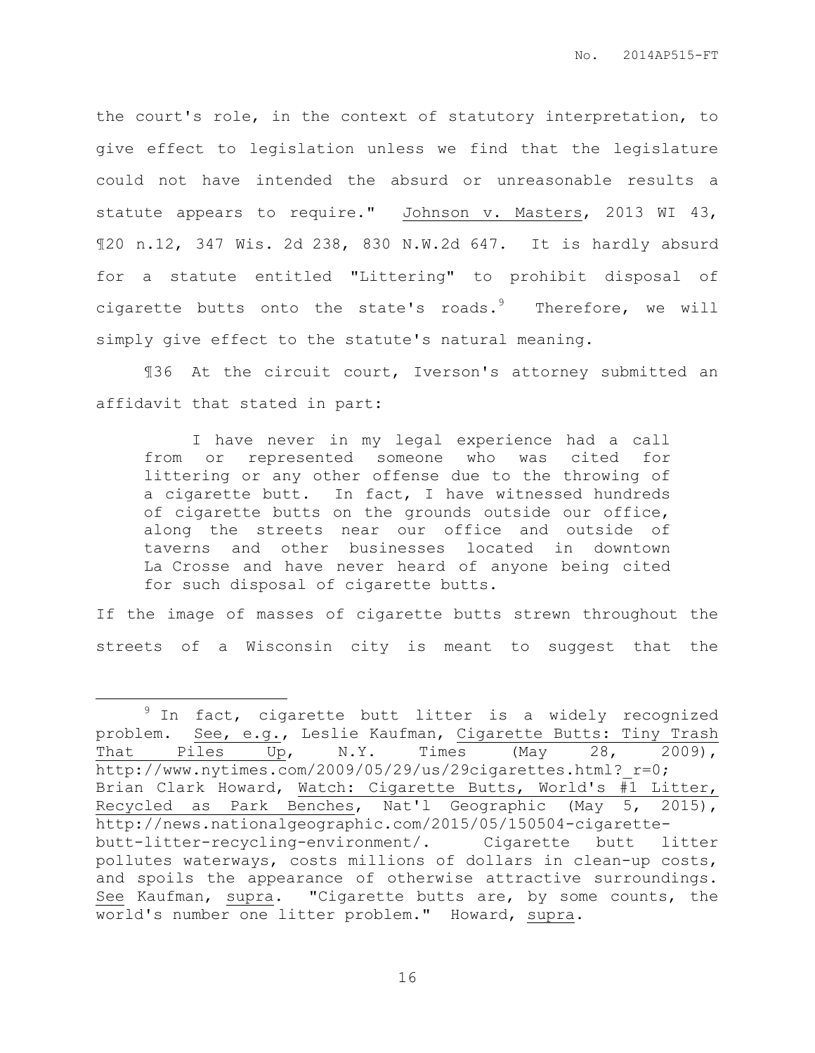the court's role, in the context of statutory interpretation, to give effect to legislation unless we find that the legislature could not have intended the absurd or unreasonable results a statute appears to require." Johnson v. Masters, 2013 WI 43, ¶20 n.12, 347 Wis. 2d 238, 830 N.W.2d 647. It is hardly absurd for a statute entitled "Littering" to prohibit disposal of cigarette butts onto the state's roads.[9] Therefore, we will simply give effect to the statute's natural meaning.

¶36 At the circuit court, Iverson's attorney submitted an affidavit that stated in part:

> I have never in my legal experience had a call from or represented someone who was cited for littering or any other offense due to the throwing of a cigarette butt. In fact, I have witnessed hundreds of cigarette butts on the grounds outside our office, along the streets near our office and outside of taverns and other businesses located in downtown La Crosse and have never heard of anyone being cited for such disposal of cigarette butts.

If the image of masses of cigarette butts strewn throughout the streets of a Wisconsin city is meant to suggest that the

---

[9] In fact, cigarette butt litter is a widely recognized problem. See, e.g., Leslie Kaufman, Cigarette Butts: Tiny Trash That Piles Up, N.Y. Times (May 28, 2009), http://www.nytimes.com/2009/05/29/us/29cigarettes.html?_r=0; Brian Clark Howard, Watch: Cigarette Butts, World's #1 Litter, Recycled as Park Benches, Nat'l Geographic (May 5, 2015), http://news.nationalgeographic.com/2015/05/150504-cigarette-butt-litter-recycling-environment/. Cigarette butt litter pollutes waterways, costs millions of dollars in clean-up costs, and spoils the appearance of otherwise attractive surroundings. See Kaufman, supra. "Cigarette butts are, by some counts, the world's number one litter problem." Howard, supra.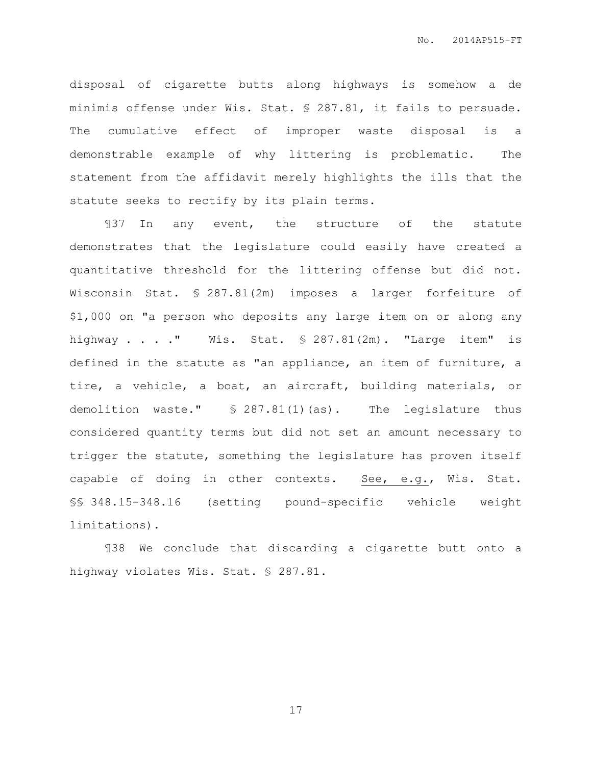disposal of cigarette butts along highways is somehow a de minimis offense under Wis. Stat. § 287.81, it fails to persuade. The cumulative effect of improper waste disposal is a demonstrable example of why littering is problematic. The statement from the affidavit merely highlights the ills that the statute seeks to rectify by its plain terms.

¶37 In any event, the structure of the statute demonstrates that the legislature could easily have created a quantitative threshold for the littering offense but did not. Wisconsin Stat. § 287.81(2m) imposes a larger forfeiture of $1,000 on "a person who deposits any large item on or along any highway . . . ." Wis. Stat. § 287.81(2m). "Large item" is defined in the statute as "an appliance, an item of furniture, a tire, a vehicle, a boat, an aircraft, building materials, or demolition waste." § 287.81(1)(as). The legislature thus considered quantity terms but did not set an amount necessary to trigger the statute, something the legislature has proven itself capable of doing in other contexts. See, e.g., Wis. Stat. §§ 348.15-348.16 (setting pound-specific vehicle weight limitations).

¶38 We conclude that discarding a cigarette butt onto a highway violates Wis. Stat. § 287.81.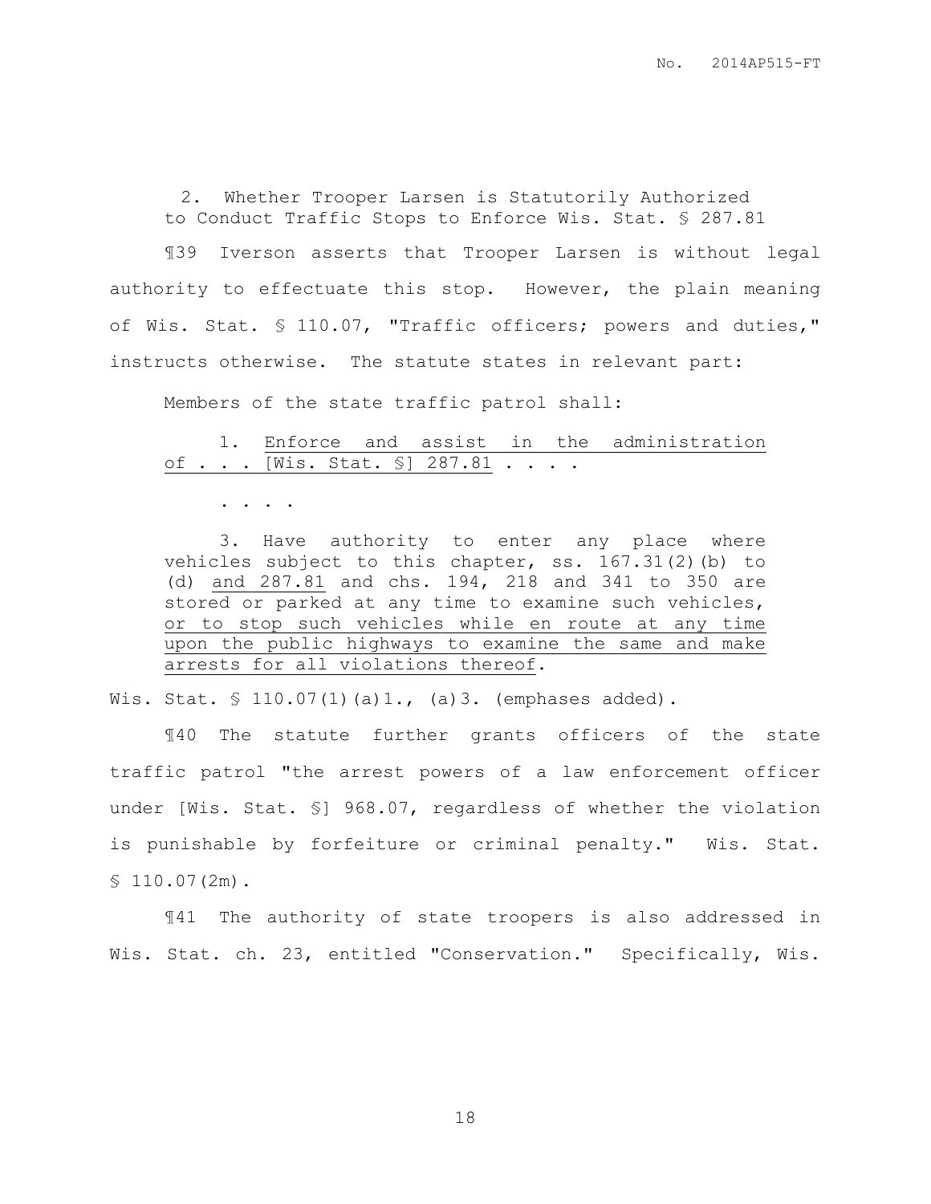### 2. Whether Trooper Larsen is Statutorily Authorized to Conduct Traffic Stops to Enforce Wis. Stat. § 287.81

¶39 Iverson asserts that Trooper Larsen is without legal authority to effectuate this stop. However, the plain meaning of Wis. Stat. § 110.07, "Traffic officers; powers and duties," instructs otherwise. The statute states in relevant part:

> Members of the state traffic patrol shall:
>
> 1. <u>Enforce and assist in the administration of . . . [Wis. Stat. §] 287.81</u> . . . .
>
> . . . .
>
> 3. Have authority to enter any place where vehicles subject to this chapter, ss. 167.31(2)(b) to (d) <u>and 287.81</u> and chs. 194, 218 and 341 to 350 are stored or parked at any time to examine such vehicles, <u>or to stop such vehicles while en route at any time upon the public highways to examine the same and make arrests for all violations thereof</u>.

Wis. Stat. § 110.07(1)(a)1., (a)3. (emphases added).

¶40 The statute further grants officers of the state traffic patrol "the arrest powers of a law enforcement officer under [Wis. Stat. §] 968.07, regardless of whether the violation is punishable by forfeiture or criminal penalty." Wis. Stat. § 110.07(2m).

¶41 The authority of state troopers is also addressed in Wis. Stat. ch. 23, entitled "Conservation." Specifically, Wis.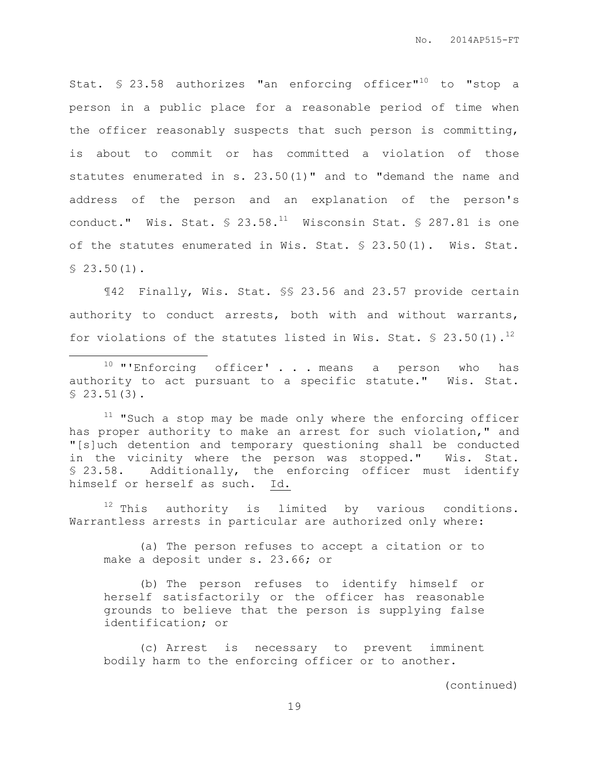Stat. § 23.58 authorizes "an enforcing officer"[10] to "stop a person in a public place for a reasonable period of time when the officer reasonably suspects that such person is committing, is about to commit or has committed a violation of those statutes enumerated in s. 23.50(1)" and to "demand the name and address of the person and an explanation of the person's conduct." Wis. Stat. § 23.58.[11] Wisconsin Stat. § 287.81 is one of the statutes enumerated in Wis. Stat. § 23.50(1). Wis. Stat. § 23.50(1).

¶42 Finally, Wis. Stat. §§ 23.56 and 23.57 provide certain authority to conduct arrests, both with and without warrants, for violations of the statutes listed in Wis. Stat. § 23.50(1).[12]

---

[10] "'Enforcing officer' . . . means a person who has authority to act pursuant to a specific statute." Wis. Stat. § 23.51(3).

[11] "Such a stop may be made only where the enforcing officer has proper authority to make an arrest for such violation," and "[s]uch detention and temporary questioning shall be conducted in the vicinity where the person was stopped." Wis. Stat. § 23.58. Additionally, the enforcing officer must identify himself or herself as such. Id.

[12] This authority is limited by various conditions. Warrantless arrests in particular are authorized only where:

> (a) The person refuses to accept a citation or to make a deposit under s. 23.66; or
>
> (b) The person refuses to identify himself or herself satisfactorily or the officer has reasonable grounds to believe that the person is supplying false identification; or
>
> (c) Arrest is necessary to prevent imminent bodily harm to the enforcing officer or to another.

(continued)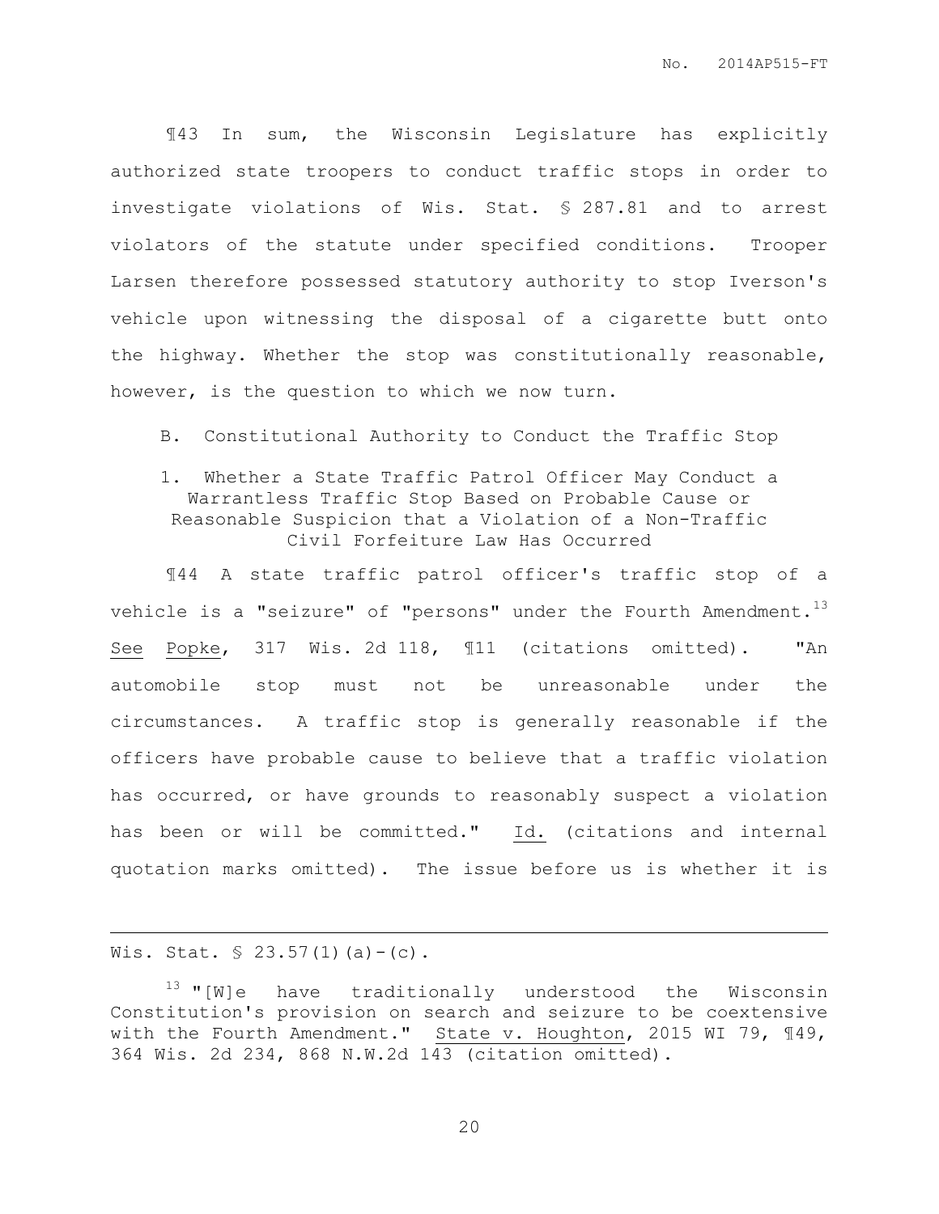¶43 In sum, the Wisconsin Legislature has explicitly authorized state troopers to conduct traffic stops in order to investigate violations of Wis. Stat. § 287.81 and to arrest violators of the statute under specified conditions. Trooper Larsen therefore possessed statutory authority to stop Iverson's vehicle upon witnessing the disposal of a cigarette butt onto the highway. Whether the stop was constitutionally reasonable, however, is the question to which we now turn.

B. Constitutional Authority to Conduct the Traffic Stop

1. Whether a State Traffic Patrol Officer May Conduct a Warrantless Traffic Stop Based on Probable Cause or Reasonable Suspicion that a Violation of a Non-Traffic Civil Forfeiture Law Has Occurred

¶44 A state traffic patrol officer's traffic stop of a vehicle is a "seizure" of "persons" under the Fourth Amendment.[13] See Popke, 317 Wis. 2d 118, ¶11 (citations omitted). "An automobile stop must not be unreasonable under the circumstances. A traffic stop is generally reasonable if the officers have probable cause to believe that a traffic violation has occurred, or have grounds to reasonably suspect a violation has been or will be committed." Id. (citations and internal quotation marks omitted). The issue before us is whether it is

---

Wis. Stat. § 23.57(1)(a)-(c).

[13] "[W]e have traditionally understood the Wisconsin Constitution's provision on search and seizure to be coextensive with the Fourth Amendment." State v. Houghton, 2015 WI 79, ¶49, 364 Wis. 2d 234, 868 N.W.2d 143 (citation omitted).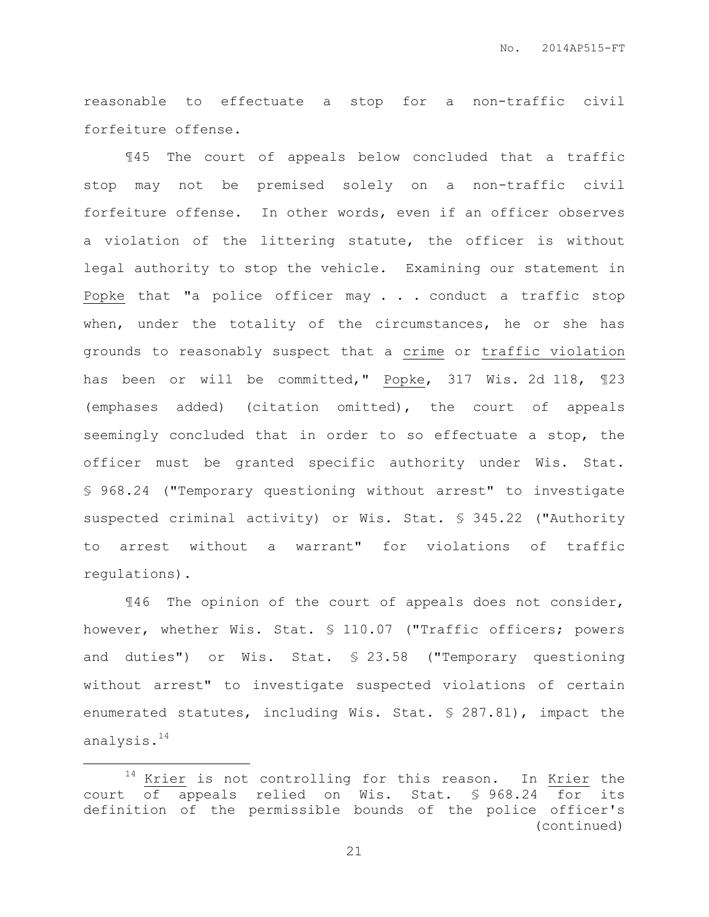reasonable to effectuate a stop for a non-traffic civil forfeiture offense.

¶45 The court of appeals below concluded that a traffic stop may not be premised solely on a non-traffic civil forfeiture offense. In other words, even if an officer observes a violation of the littering statute, the officer is without legal authority to stop the vehicle. Examining our statement in Popke that "a police officer may . . . conduct a traffic stop when, under the totality of the circumstances, he or she has grounds to reasonably suspect that a crime or traffic violation has been or will be committed," Popke, 317 Wis. 2d 118, ¶23 (emphases added) (citation omitted), the court of appeals seemingly concluded that in order to so effectuate a stop, the officer must be granted specific authority under Wis. Stat. § 968.24 ("Temporary questioning without arrest" to investigate suspected criminal activity) or Wis. Stat. § 345.22 ("Authority to arrest without a warrant" for violations of traffic regulations).

¶46 The opinion of the court of appeals does not consider, however, whether Wis. Stat. § 110.07 ("Traffic officers; powers and duties") or Wis. Stat. § 23.58 ("Temporary questioning without arrest" to investigate suspected violations of certain enumerated statutes, including Wis. Stat. § 287.81), impact the analysis.[14]

---

[14] Krier is not controlling for this reason. In Krier the court of appeals relied on Wis. Stat. § 968.24 for its definition of the permissible bounds of the police officer's (continued)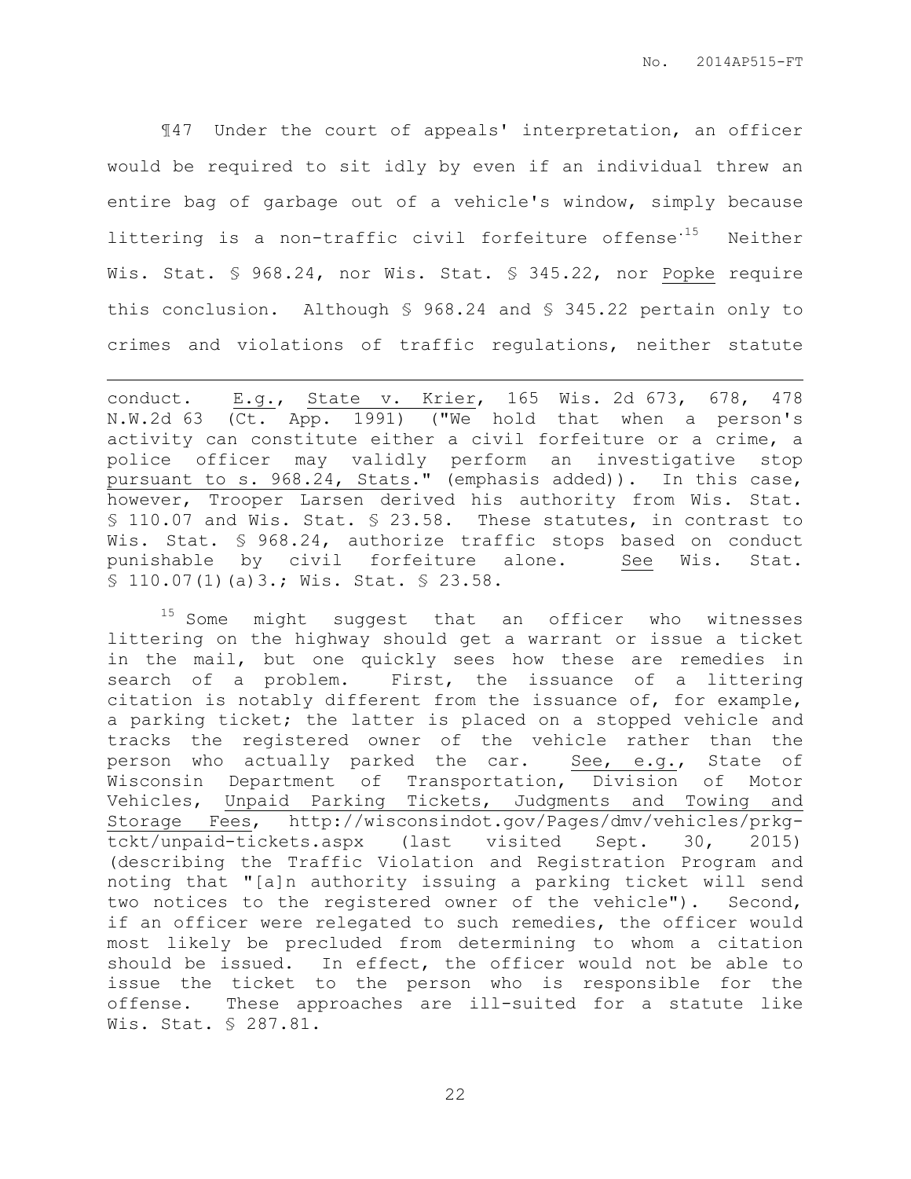¶47 Under the court of appeals' interpretation, an officer would be required to sit idly by even if an individual threw an entire bag of garbage out of a vehicle's window, simply because littering is a non-traffic civil forfeiture offense.[15] Neither Wis. Stat. § 968.24, nor Wis. Stat. § 345.22, nor Popke require this conclusion. Although § 968.24 and § 345.22 pertain only to crimes and violations of traffic regulations, neither statute

---

conduct. E.g., State v. Krier, 165 Wis. 2d 673, 678, 478 N.W.2d 63 (Ct. App. 1991) ("We hold that when a person's activity can constitute either a civil forfeiture or a crime, a police officer may validly perform an investigative stop pursuant to s. 968.24, Stats." (emphasis added)). In this case, however, Trooper Larsen derived his authority from Wis. Stat. § 110.07 and Wis. Stat. § 23.58. These statutes, in contrast to Wis. Stat. § 968.24, authorize traffic stops based on conduct punishable by civil forfeiture alone. See Wis. Stat. § 110.07(1)(a)3.; Wis. Stat. § 23.58.

[15] Some might suggest that an officer who witnesses littering on the highway should get a warrant or issue a ticket in the mail, but one quickly sees how these are remedies in search of a problem. First, the issuance of a littering citation is notably different from the issuance of, for example, a parking ticket; the latter is placed on a stopped vehicle and tracks the registered owner of the vehicle rather than the person who actually parked the car. See, e.g., State of Wisconsin Department of Transportation, Division of Motor Vehicles, Unpaid Parking Tickets, Judgments and Towing and Storage Fees, http://wisconsindot.gov/Pages/dmv/vehicles/prkg-tckt/unpaid-tickets.aspx (last visited Sept. 30, 2015) (describing the Traffic Violation and Registration Program and noting that "[a]n authority issuing a parking ticket will send two notices to the registered owner of the vehicle"). Second, if an officer were relegated to such remedies, the officer would most likely be precluded from determining to whom a citation should be issued. In effect, the officer would not be able to issue the ticket to the person who is responsible for the offense. These approaches are ill-suited for a statute like Wis. Stat. § 287.81.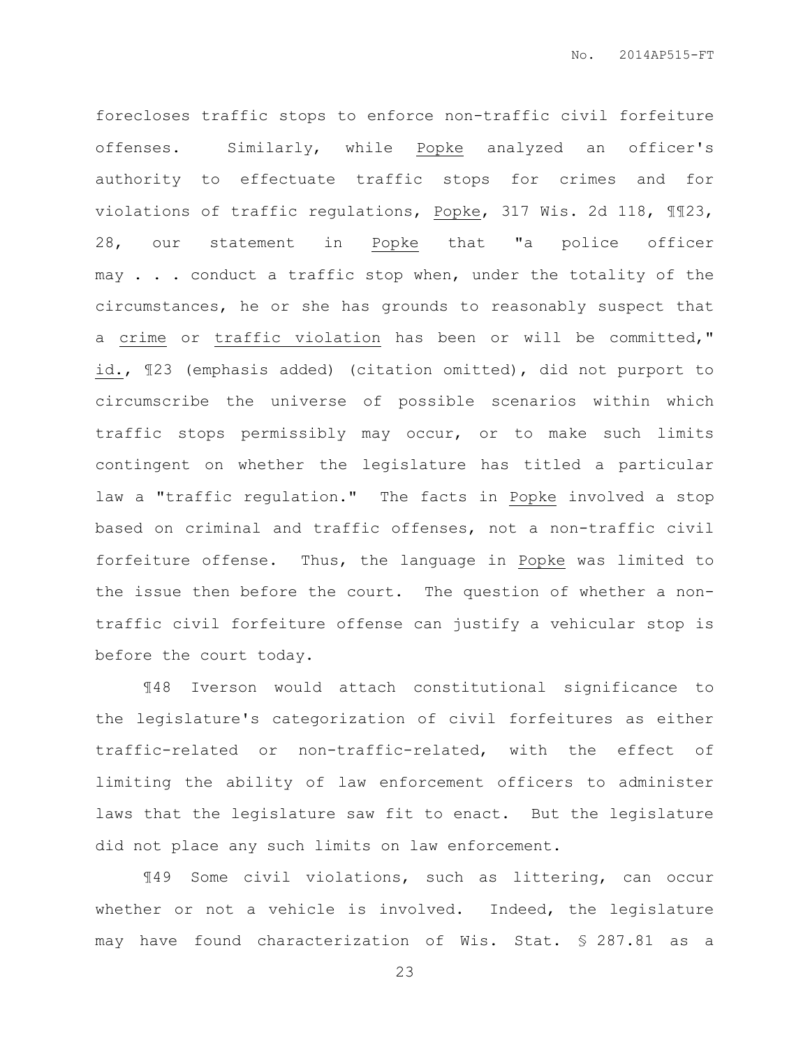forecloses traffic stops to enforce non-traffic civil forfeiture offenses. Similarly, while Popke analyzed an officer's authority to effectuate traffic stops for crimes and for violations of traffic regulations, Popke, 317 Wis. 2d 118, ¶¶23, 28, our statement in Popke that "a police officer may . . . conduct a traffic stop when, under the totality of the circumstances, he or she has grounds to reasonably suspect that a crime or traffic violation has been or will be committed," id., ¶23 (emphasis added) (citation omitted), did not purport to circumscribe the universe of possible scenarios within which traffic stops permissibly may occur, or to make such limits contingent on whether the legislature has titled a particular law a "traffic regulation." The facts in Popke involved a stop based on criminal and traffic offenses, not a non-traffic civil forfeiture offense. Thus, the language in Popke was limited to the issue then before the court. The question of whether a non-traffic civil forfeiture offense can justify a vehicular stop is before the court today.

¶48 Iverson would attach constitutional significance to the legislature's categorization of civil forfeitures as either traffic-related or non-traffic-related, with the effect of limiting the ability of law enforcement officers to administer laws that the legislature saw fit to enact. But the legislature did not place any such limits on law enforcement.

¶49 Some civil violations, such as littering, can occur whether or not a vehicle is involved. Indeed, the legislature may have found characterization of Wis. Stat. § 287.81 as a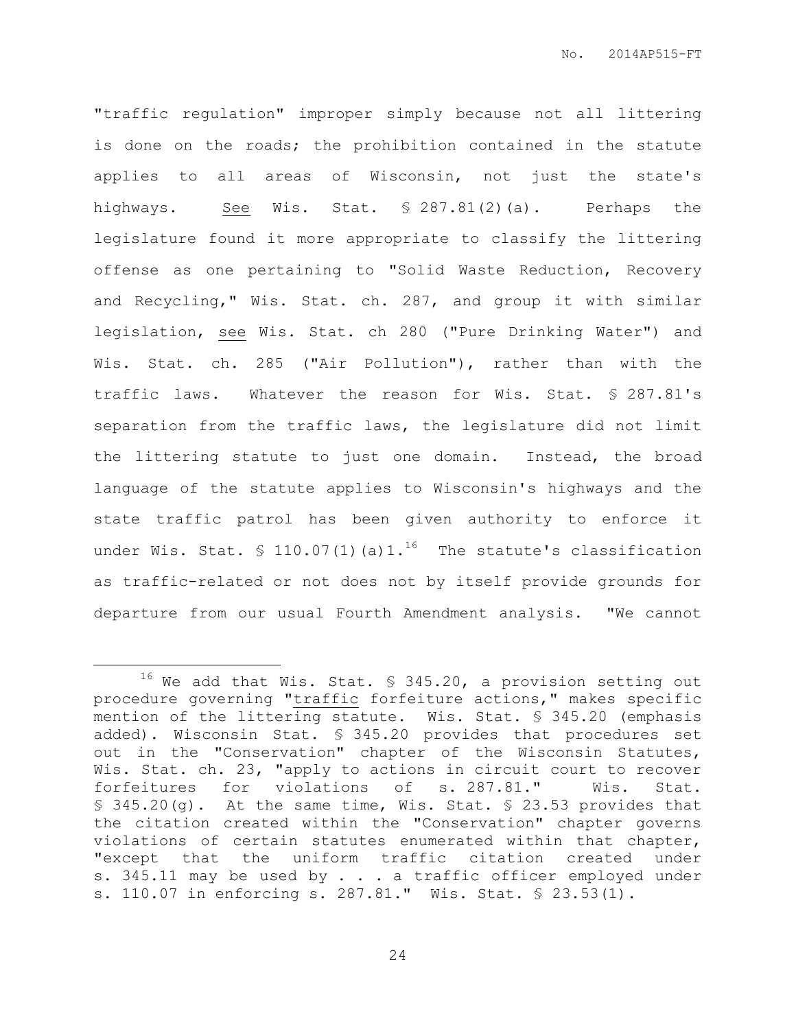"traffic regulation" improper simply because not all littering is done on the roads; the prohibition contained in the statute applies to all areas of Wisconsin, not just the state's highways. See Wis. Stat. § 287.81(2)(a). Perhaps the legislature found it more appropriate to classify the littering offense as one pertaining to "Solid Waste Reduction, Recovery and Recycling," Wis. Stat. ch. 287, and group it with similar legislation, see Wis. Stat. ch 280 ("Pure Drinking Water") and Wis. Stat. ch. 285 ("Air Pollution"), rather than with the traffic laws. Whatever the reason for Wis. Stat. § 287.81's separation from the traffic laws, the legislature did not limit the littering statute to just one domain. Instead, the broad language of the statute applies to Wisconsin's highways and the state traffic patrol has been given authority to enforce it under Wis. Stat. § 110.07(1)(a)1.[16] The statute's classification as traffic-related or not does not by itself provide grounds for departure from our usual Fourth Amendment analysis. "We cannot

---

[16] We add that Wis. Stat. § 345.20, a provision setting out procedure governing "traffic forfeiture actions," makes specific mention of the littering statute. Wis. Stat. § 345.20 (emphasis added). Wisconsin Stat. § 345.20 provides that procedures set out in the "Conservation" chapter of the Wisconsin Statutes, Wis. Stat. ch. 23, "apply to actions in circuit court to recover forfeitures for violations of s. 287.81." Wis. Stat. § 345.20(g). At the same time, Wis. Stat. § 23.53 provides that the citation created within the "Conservation" chapter governs violations of certain statutes enumerated within that chapter, "except that the uniform traffic citation created under s. 345.11 may be used by . . . a traffic officer employed under s. 110.07 in enforcing s. 287.81." Wis. Stat. § 23.53(1).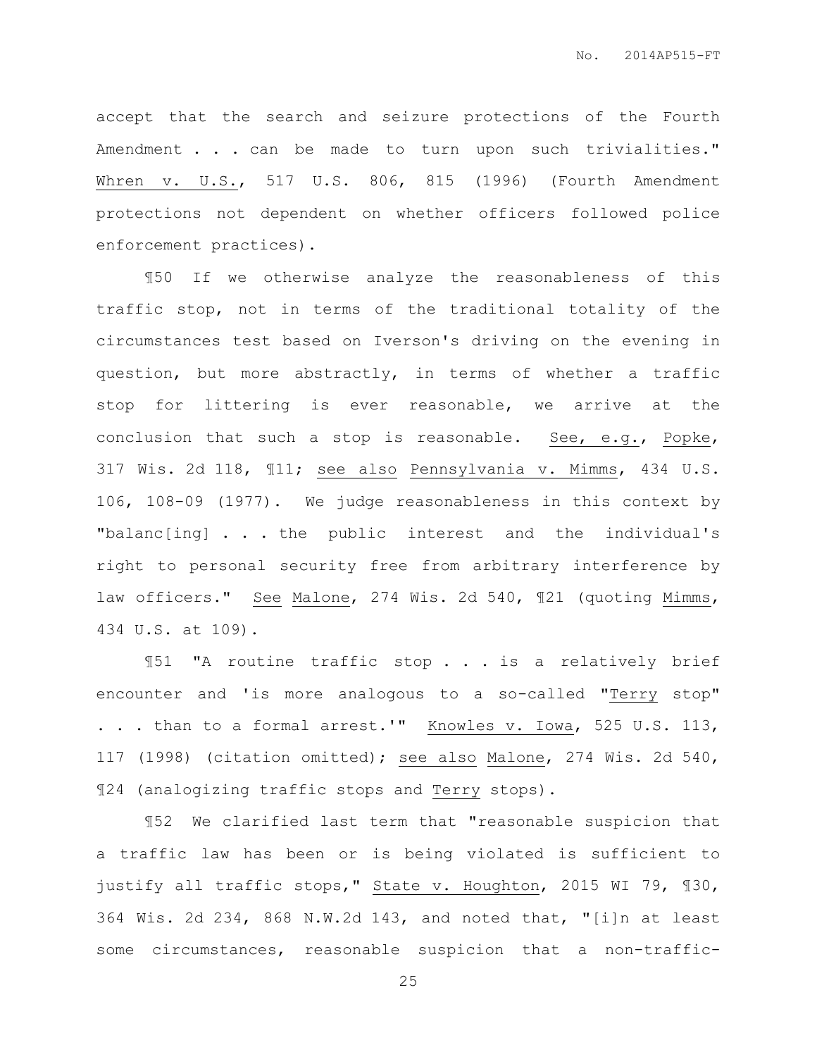accept that the search and seizure protections of the Fourth Amendment . . . can be made to turn upon such trivialities." Whren v. U.S., 517 U.S. 806, 815 (1996) (Fourth Amendment protections not dependent on whether officers followed police enforcement practices).

¶50 If we otherwise analyze the reasonableness of this traffic stop, not in terms of the traditional totality of the circumstances test based on Iverson's driving on the evening in question, but more abstractly, in terms of whether a traffic stop for littering is ever reasonable, we arrive at the conclusion that such a stop is reasonable. See, e.g., Popke, 317 Wis. 2d 118, ¶11; see also Pennsylvania v. Mimms, 434 U.S. 106, 108-09 (1977). We judge reasonableness in this context by "balanc[ing] . . . the public interest and the individual's right to personal security free from arbitrary interference by law officers." See Malone, 274 Wis. 2d 540, ¶21 (quoting Mimms, 434 U.S. at 109).

¶51 "A routine traffic stop . . . is a relatively brief encounter and 'is more analogous to a so-called "Terry stop" . . . than to a formal arrest.'" Knowles v. Iowa, 525 U.S. 113, 117 (1998) (citation omitted); see also Malone, 274 Wis. 2d 540, ¶24 (analogizing traffic stops and Terry stops).

¶52 We clarified last term that "reasonable suspicion that a traffic law has been or is being violated is sufficient to justify all traffic stops," State v. Houghton, 2015 WI 79, ¶30, 364 Wis. 2d 234, 868 N.W.2d 143, and noted that, "[i]n at least some circumstances, reasonable suspicion that a non-traffic-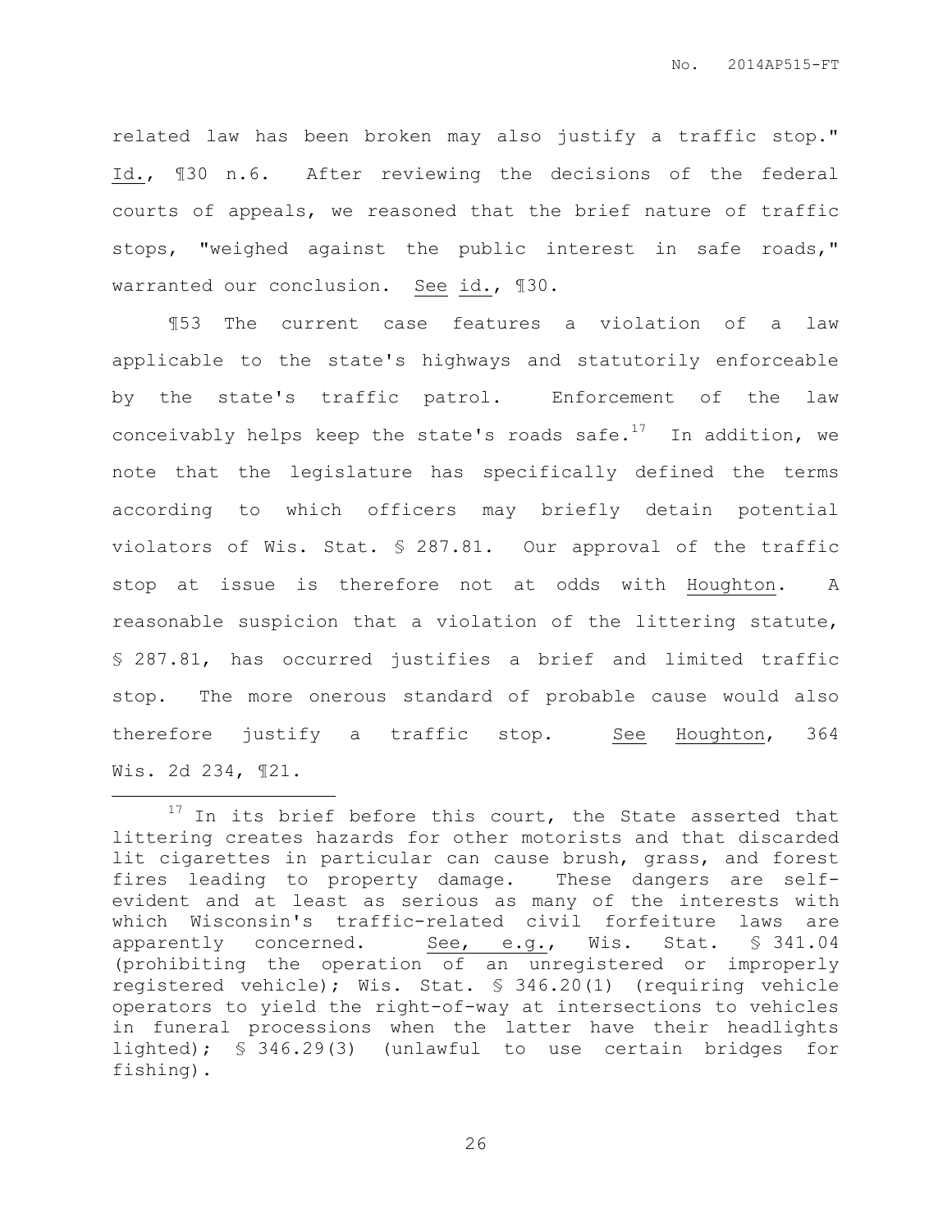related law has been broken may also justify a traffic stop." Id., ¶30 n.6. After reviewing the decisions of the federal courts of appeals, we reasoned that the brief nature of traffic stops, "weighed against the public interest in safe roads," warranted our conclusion. See id., ¶30.

¶53 The current case features a violation of a law applicable to the state's highways and statutorily enforceable by the state's traffic patrol. Enforcement of the law conceivably helps keep the state's roads safe.[17] In addition, we note that the legislature has specifically defined the terms according to which officers may briefly detain potential violators of Wis. Stat. § 287.81. Our approval of the traffic stop at issue is therefore not at odds with Houghton. A reasonable suspicion that a violation of the littering statute, § 287.81, has occurred justifies a brief and limited traffic stop. The more onerous standard of probable cause would also therefore justify a traffic stop. See Houghton, 364 Wis. 2d 234, ¶21.

---

[17] In its brief before this court, the State asserted that littering creates hazards for other motorists and that discarded lit cigarettes in particular can cause brush, grass, and forest fires leading to property damage. These dangers are self-evident and at least as serious as many of the interests with which Wisconsin's traffic-related civil forfeiture laws are apparently concerned. See, e.g., Wis. Stat. § 341.04 (prohibiting the operation of an unregistered or improperly registered vehicle); Wis. Stat. § 346.20(1) (requiring vehicle operators to yield the right-of-way at intersections to vehicles in funeral processions when the latter have their headlights lighted); § 346.29(3) (unlawful to use certain bridges for fishing).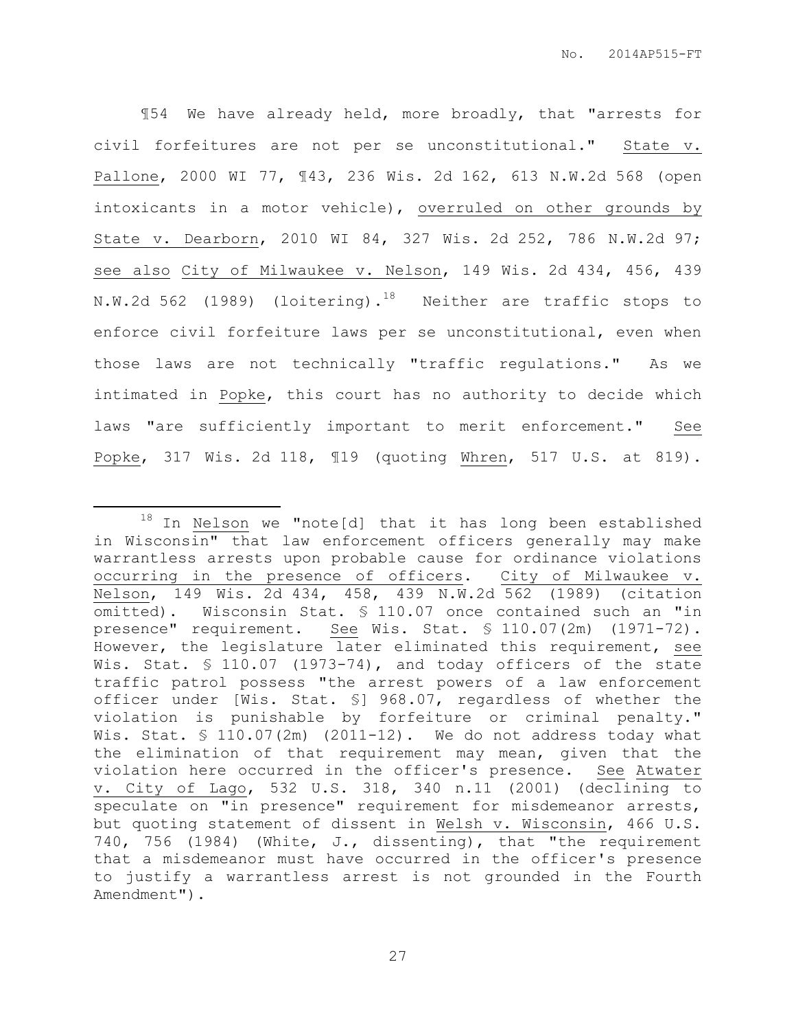¶54 We have already held, more broadly, that "arrests for civil forfeitures are not per se unconstitutional." State v. Pallone, 2000 WI 77, ¶43, 236 Wis. 2d 162, 613 N.W.2d 568 (open intoxicants in a motor vehicle), overruled on other grounds by State v. Dearborn, 2010 WI 84, 327 Wis. 2d 252, 786 N.W.2d 97; see also City of Milwaukee v. Nelson, 149 Wis. 2d 434, 456, 439 N.W.2d 562 (1989) (loitering).[18] Neither are traffic stops to enforce civil forfeiture laws per se unconstitutional, even when those laws are not technically "traffic regulations." As we intimated in Popke, this court has no authority to decide which laws "are sufficiently important to merit enforcement." See Popke, 317 Wis. 2d 118, ¶19 (quoting Whren, 517 U.S. at 819).

---

[18] In Nelson we "note[d] that it has long been established in Wisconsin" that law enforcement officers generally may make warrantless arrests upon probable cause for ordinance violations occurring in the presence of officers. City of Milwaukee v. Nelson, 149 Wis. 2d 434, 458, 439 N.W.2d 562 (1989) (citation omitted). Wisconsin Stat. § 110.07 once contained such an "in presence" requirement. See Wis. Stat. § 110.07(2m) (1971-72). However, the legislature later eliminated this requirement, see Wis. Stat. § 110.07 (1973-74), and today officers of the state traffic patrol possess "the arrest powers of a law enforcement officer under [Wis. Stat. §] 968.07, regardless of whether the violation is punishable by forfeiture or criminal penalty." Wis. Stat. § 110.07(2m) (2011-12). We do not address today what the elimination of that requirement may mean, given that the violation here occurred in the officer's presence. See Atwater v. City of Lago, 532 U.S. 318, 340 n.11 (2001) (declining to speculate on "in presence" requirement for misdemeanor arrests, but quoting statement of dissent in Welsh v. Wisconsin, 466 U.S. 740, 756 (1984) (White, J., dissenting), that "the requirement that a misdemeanor must have occurred in the officer's presence to justify a warrantless arrest is not grounded in the Fourth Amendment").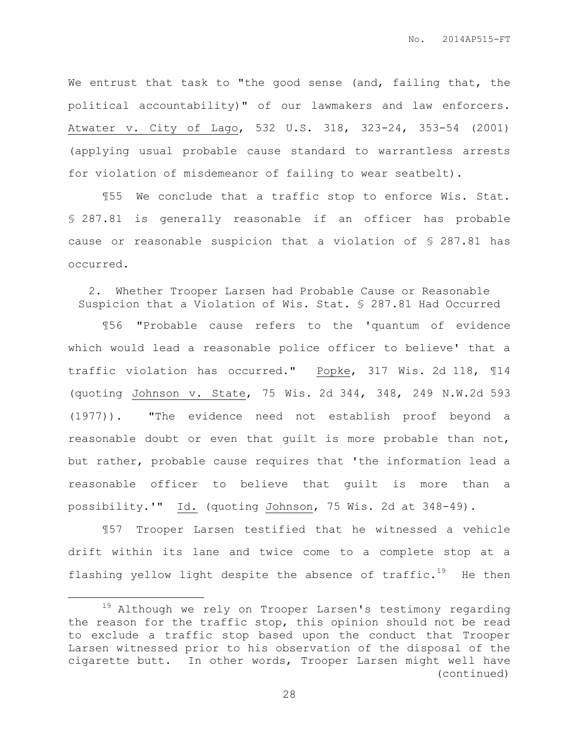We entrust that task to "the good sense (and, failing that, the political accountability)" of our lawmakers and law enforcers. Atwater v. City of Lago, 532 U.S. 318, 323-24, 353-54 (2001) (applying usual probable cause standard to warrantless arrests for violation of misdemeanor of failing to wear seatbelt).

¶55 We conclude that a traffic stop to enforce Wis. Stat. § 287.81 is generally reasonable if an officer has probable cause or reasonable suspicion that a violation of § 287.81 has occurred.

### 2. Whether Trooper Larsen had Probable Cause or Reasonable Suspicion that a Violation of Wis. Stat. § 287.81 Had Occurred

¶56 "Probable cause refers to the 'quantum of evidence which would lead a reasonable police officer to believe' that a traffic violation has occurred." Popke, 317 Wis. 2d 118, ¶14 (quoting Johnson v. State, 75 Wis. 2d 344, 348, 249 N.W.2d 593 (1977)). "The evidence need not establish proof beyond a reasonable doubt or even that guilt is more probable than not, but rather, probable cause requires that 'the information lead a reasonable officer to believe that guilt is more than a possibility.'" Id. (quoting Johnson, 75 Wis. 2d at 348-49).

¶57 Trooper Larsen testified that he witnessed a vehicle drift within its lane and twice come to a complete stop at a flashing yellow light despite the absence of traffic.[19] He then

---

[19] Although we rely on Trooper Larsen's testimony regarding the reason for the traffic stop, this opinion should not be read to exclude a traffic stop based upon the conduct that Trooper Larsen witnessed prior to his observation of the disposal of the cigarette butt. In other words, Trooper Larsen might well have (continued)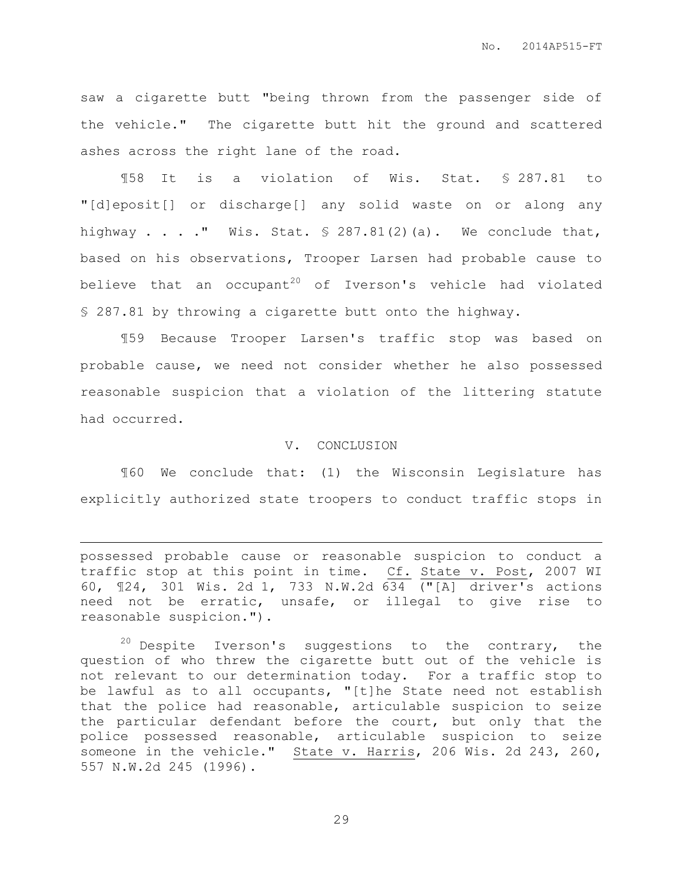saw a cigarette butt "being thrown from the passenger side of the vehicle." The cigarette butt hit the ground and scattered ashes across the right lane of the road.

¶58 It is a violation of Wis. Stat. § 287.81 to "[d]eposit[] or discharge[] any solid waste on or along any highway . . . ." Wis. Stat. § 287.81(2)(a). We conclude that, based on his observations, Trooper Larsen had probable cause to believe that an occupant[20] of Iverson's vehicle had violated § 287.81 by throwing a cigarette butt onto the highway.

¶59 Because Trooper Larsen's traffic stop was based on probable cause, we need not consider whether he also possessed reasonable suspicion that a violation of the littering statute had occurred.

## V. CONCLUSION

¶60 We conclude that: (1) the Wisconsin Legislature has explicitly authorized state troopers to conduct traffic stops in

---

possessed probable cause or reasonable suspicion to conduct a traffic stop at this point in time. Cf. State v. Post, 2007 WI 60, ¶24, 301 Wis. 2d 1, 733 N.W.2d 634 ("[A] driver's actions need not be erratic, unsafe, or illegal to give rise to reasonable suspicion.").

[20] Despite Iverson's suggestions to the contrary, the question of who threw the cigarette butt out of the vehicle is not relevant to our determination today. For a traffic stop to be lawful as to all occupants, "[t]he State need not establish that the police had reasonable, articulable suspicion to seize the particular defendant before the court, but only that the police possessed reasonable, articulable suspicion to seize someone in the vehicle." State v. Harris, 206 Wis. 2d 243, 260, 557 N.W.2d 245 (1996).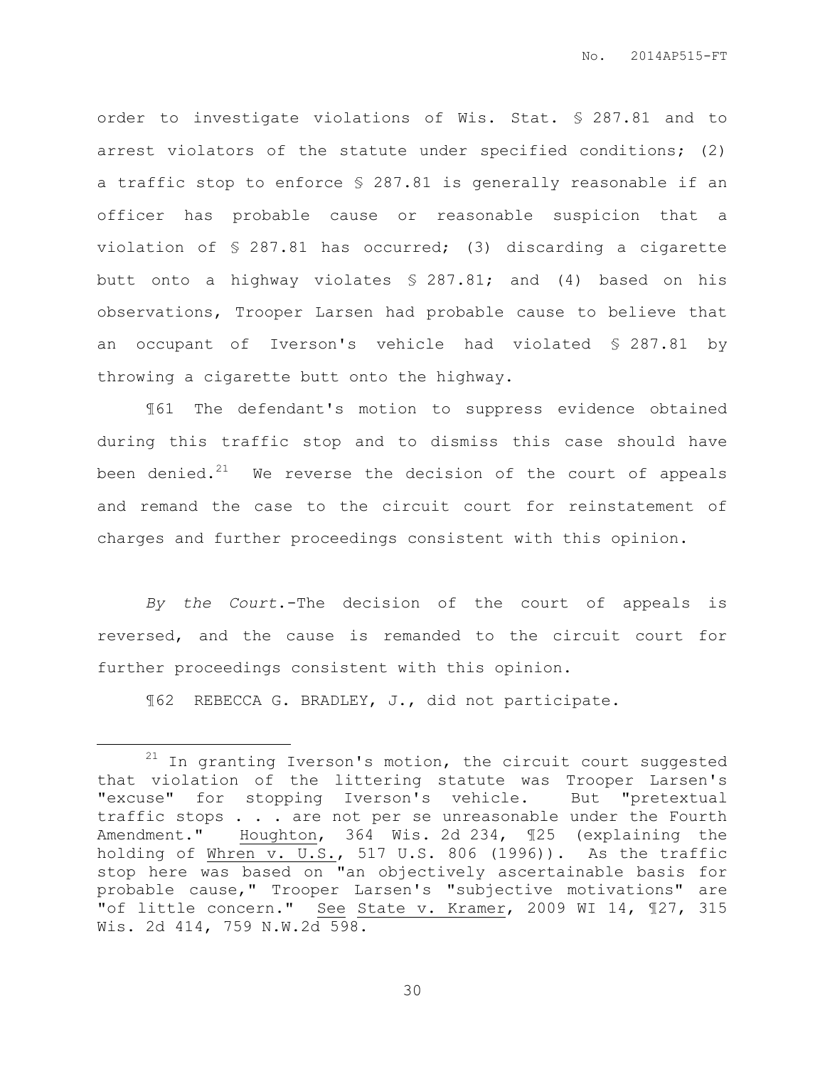order to investigate violations of Wis. Stat. § 287.81 and to arrest violators of the statute under specified conditions; (2) a traffic stop to enforce § 287.81 is generally reasonable if an officer has probable cause or reasonable suspicion that a violation of § 287.81 has occurred; (3) discarding a cigarette butt onto a highway violates § 287.81; and (4) based on his observations, Trooper Larsen had probable cause to believe that an occupant of Iverson's vehicle had violated § 287.81 by throwing a cigarette butt onto the highway.

¶61 The defendant's motion to suppress evidence obtained during this traffic stop and to dismiss this case should have been denied.[21] We reverse the decision of the court of appeals and remand the case to the circuit court for reinstatement of charges and further proceedings consistent with this opinion.

*By the Court*.-The decision of the court of appeals is reversed, and the cause is remanded to the circuit court for further proceedings consistent with this opinion.

¶62 REBECCA G. BRADLEY, J., did not participate.

---

[21] In granting Iverson's motion, the circuit court suggested that violation of the littering statute was Trooper Larsen's "excuse" for stopping Iverson's vehicle. But "pretextual traffic stops . . . are not per se unreasonable under the Fourth Amendment." Houghton, 364 Wis. 2d 234, ¶25 (explaining the holding of Whren v. U.S., 517 U.S. 806 (1996)). As the traffic stop here was based on "an objectively ascertainable basis for probable cause," Trooper Larsen's "subjective motivations" are "of little concern." See State v. Kramer, 2009 WI 14, ¶27, 315 Wis. 2d 414, 759 N.W.2d 598.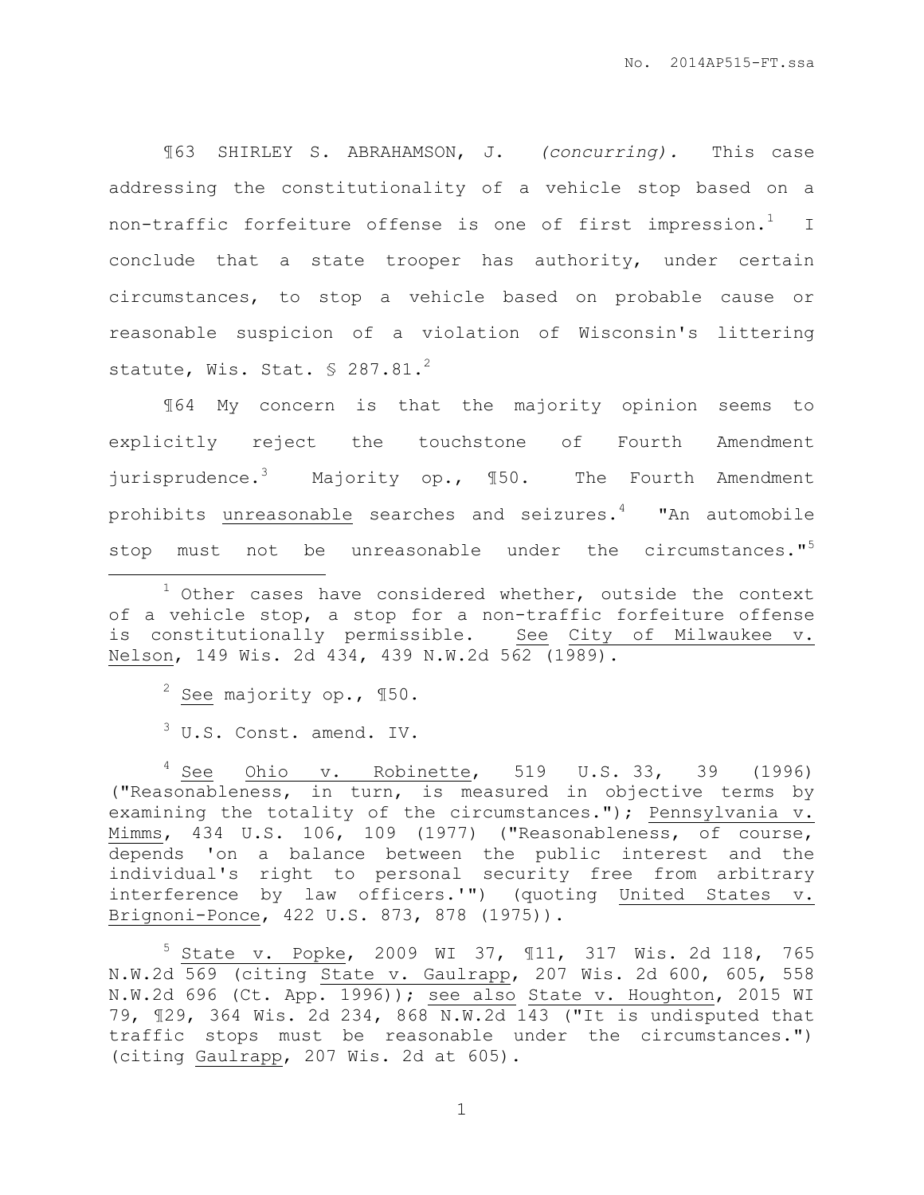¶63 SHIRLEY S. ABRAHAMSON, J. *(concurring).* This case addressing the constitutionality of a vehicle stop based on a non-traffic forfeiture offense is one of first impression.[1] I conclude that a state trooper has authority, under certain circumstances, to stop a vehicle based on probable cause or reasonable suspicion of a violation of Wisconsin's littering statute, Wis. Stat. § 287.81.[2]

¶64 My concern is that the majority opinion seems to explicitly reject the touchstone of Fourth Amendment jurisprudence.[3] Majority op., ¶50. The Fourth Amendment prohibits unreasonable searches and seizures.[4] "An automobile stop must not be unreasonable under the circumstances."[5]

---

[1] Other cases have considered whether, outside the context of a vehicle stop, a stop for a non-traffic forfeiture offense is constitutionally permissible. See City of Milwaukee v. Nelson, 149 Wis. 2d 434, 439 N.W.2d 562 (1989).

[2] See majority op., ¶50.

[3] U.S. Const. amend. IV.

[4] See Ohio v. Robinette, 519 U.S. 33, 39 (1996) ("Reasonableness, in turn, is measured in objective terms by examining the totality of the circumstances."); Pennsylvania v. Mimms, 434 U.S. 106, 109 (1977) ("Reasonableness, of course, depends 'on a balance between the public interest and the individual's right to personal security free from arbitrary interference by law officers.'") (quoting United States v. Brignoni-Ponce, 422 U.S. 873, 878 (1975)).

[5] State v. Popke, 2009 WI 37, ¶11, 317 Wis. 2d 118, 765 N.W.2d 569 (citing State v. Gaulrapp, 207 Wis. 2d 600, 605, 558 N.W.2d 696 (Ct. App. 1996)); see also State v. Houghton, 2015 WI 79, ¶29, 364 Wis. 2d 234, 868 N.W.2d 143 ("It is undisputed that traffic stops must be reasonable under the circumstances.") (citing Gaulrapp, 207 Wis. 2d at 605).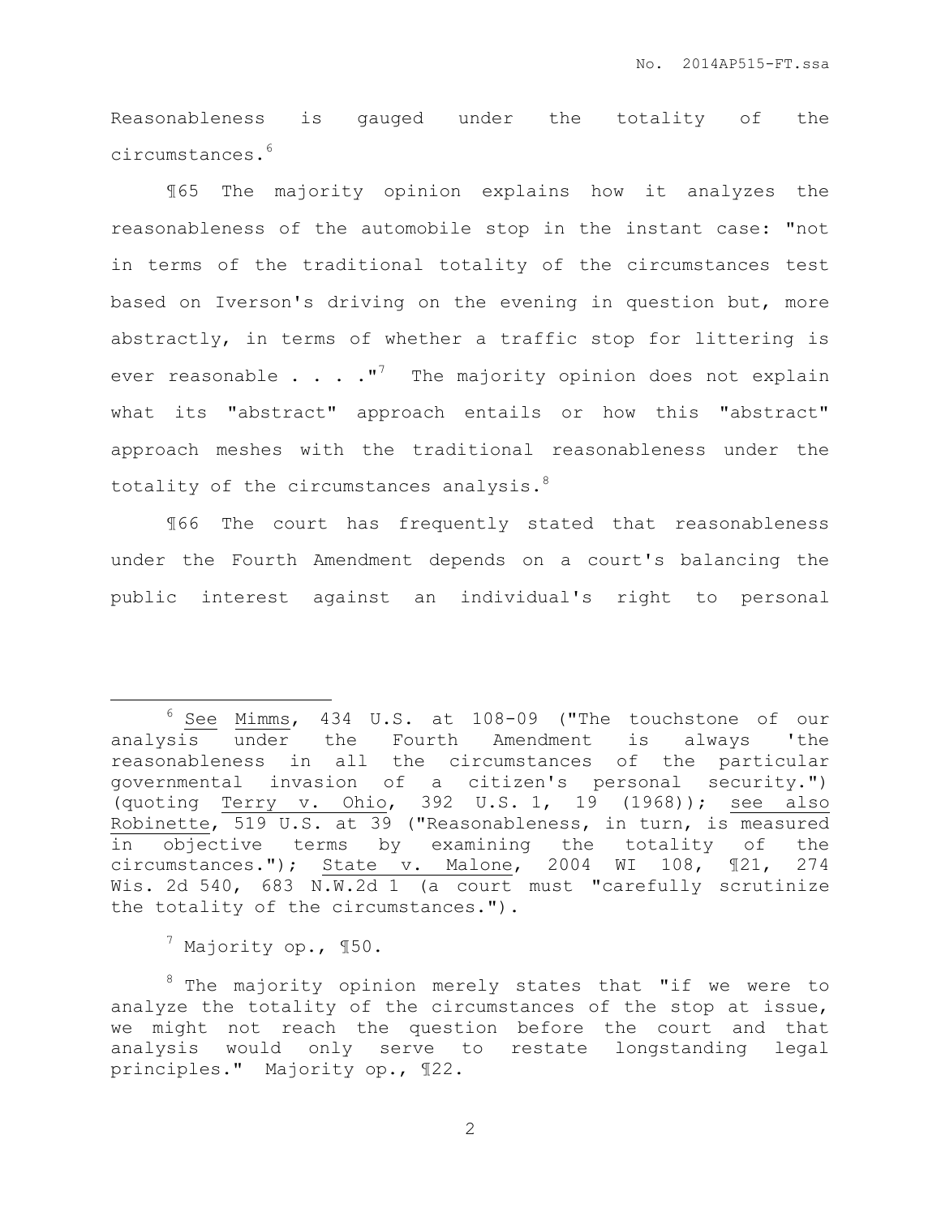Reasonableness is gauged under the totality of the circumstances.[6]

¶65 The majority opinion explains how it analyzes the reasonableness of the automobile stop in the instant case: "not in terms of the traditional totality of the circumstances test based on Iverson's driving on the evening in question but, more abstractly, in terms of whether a traffic stop for littering is ever reasonable . . . ."[7] The majority opinion does not explain what its "abstract" approach entails or how this "abstract" approach meshes with the traditional reasonableness under the totality of the circumstances analysis.[8]

¶66 The court has frequently stated that reasonableness under the Fourth Amendment depends on a court's balancing the public interest against an individual's right to personal

---

[6] See Mimms, 434 U.S. at 108-09 ("The touchstone of our analysis under the Fourth Amendment is always 'the reasonableness in all the circumstances of the particular governmental invasion of a citizen's personal security.") (quoting Terry v. Ohio, 392 U.S. 1, 19 (1968)); see also Robinette, 519 U.S. at 39 ("Reasonableness, in turn, is measured in objective terms by examining the totality of the circumstances."); State v. Malone, 2004 WI 108, ¶21, 274 Wis. 2d 540, 683 N.W.2d 1 (a court must "carefully scrutinize the totality of the circumstances.").

[7] Majority op., ¶50.

[8] The majority opinion merely states that "if we were to analyze the totality of the circumstances of the stop at issue, we might not reach the question before the court and that analysis would only serve to restate longstanding legal principles." Majority op., ¶22.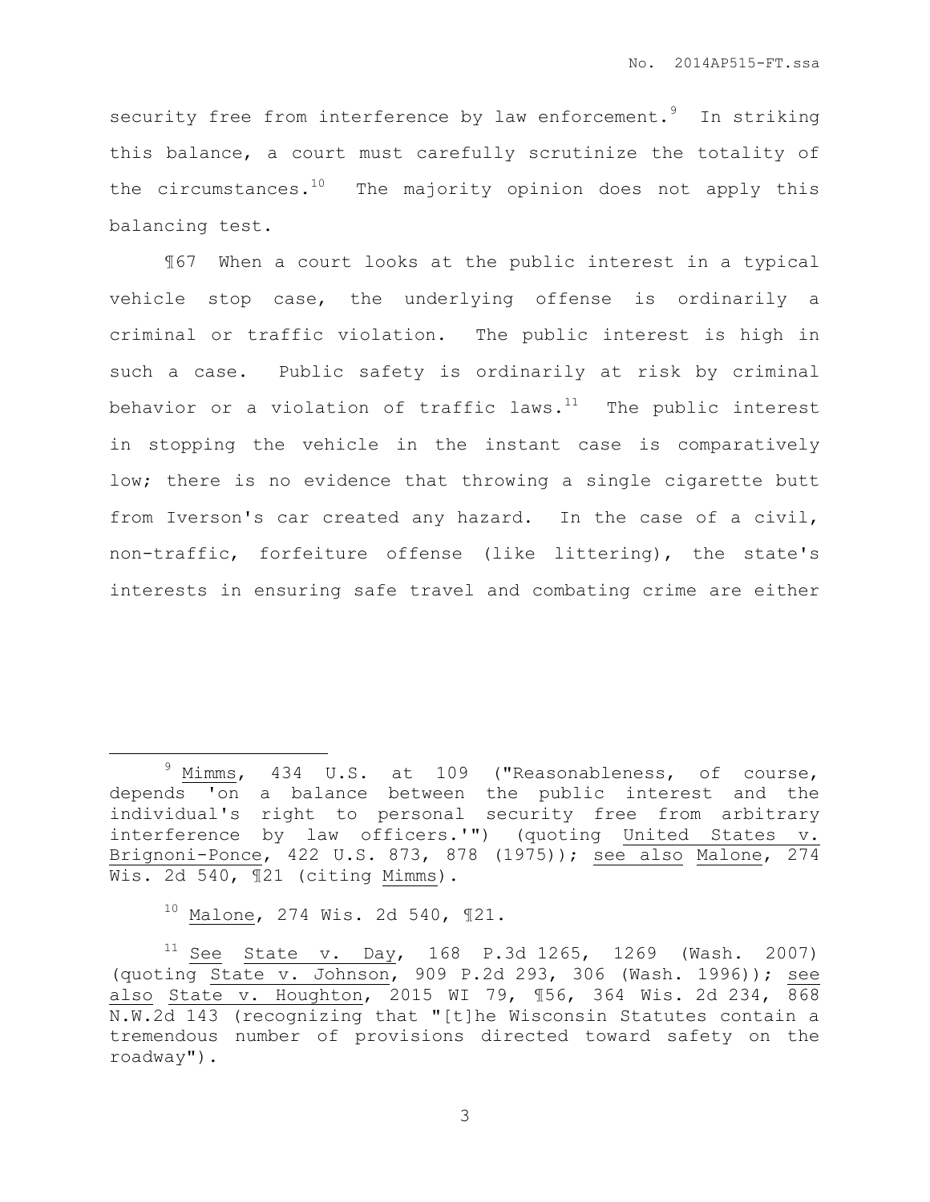security free from interference by law enforcement.[9] In striking this balance, a court must carefully scrutinize the totality of the circumstances.[10] The majority opinion does not apply this balancing test.

¶67 When a court looks at the public interest in a typical vehicle stop case, the underlying offense is ordinarily a criminal or traffic violation. The public interest is high in such a case. Public safety is ordinarily at risk by criminal behavior or a violation of traffic laws.[11] The public interest in stopping the vehicle in the instant case is comparatively low; there is no evidence that throwing a single cigarette butt from Iverson's car created any hazard. In the case of a civil, non-traffic, forfeiture offense (like littering), the state's interests in ensuring safe travel and combating crime are either

---

[9] Mimms, 434 U.S. at 109 ("Reasonableness, of course, depends 'on a balance between the public interest and the individual's right to personal security free from arbitrary interference by law officers.'") (quoting United States v. Brignoni-Ponce, 422 U.S. 873, 878 (1975)); see also Malone, 274 Wis. 2d 540, ¶21 (citing Mimms).

[10] Malone, 274 Wis. 2d 540, ¶21.

[11] See State v. Day, 168 P.3d 1265, 1269 (Wash. 2007) (quoting State v. Johnson, 909 P.2d 293, 306 (Wash. 1996)); see also State v. Houghton, 2015 WI 79, ¶56, 364 Wis. 2d 234, 868 N.W.2d 143 (recognizing that "[t]he Wisconsin Statutes contain a tremendous number of provisions directed toward safety on the roadway").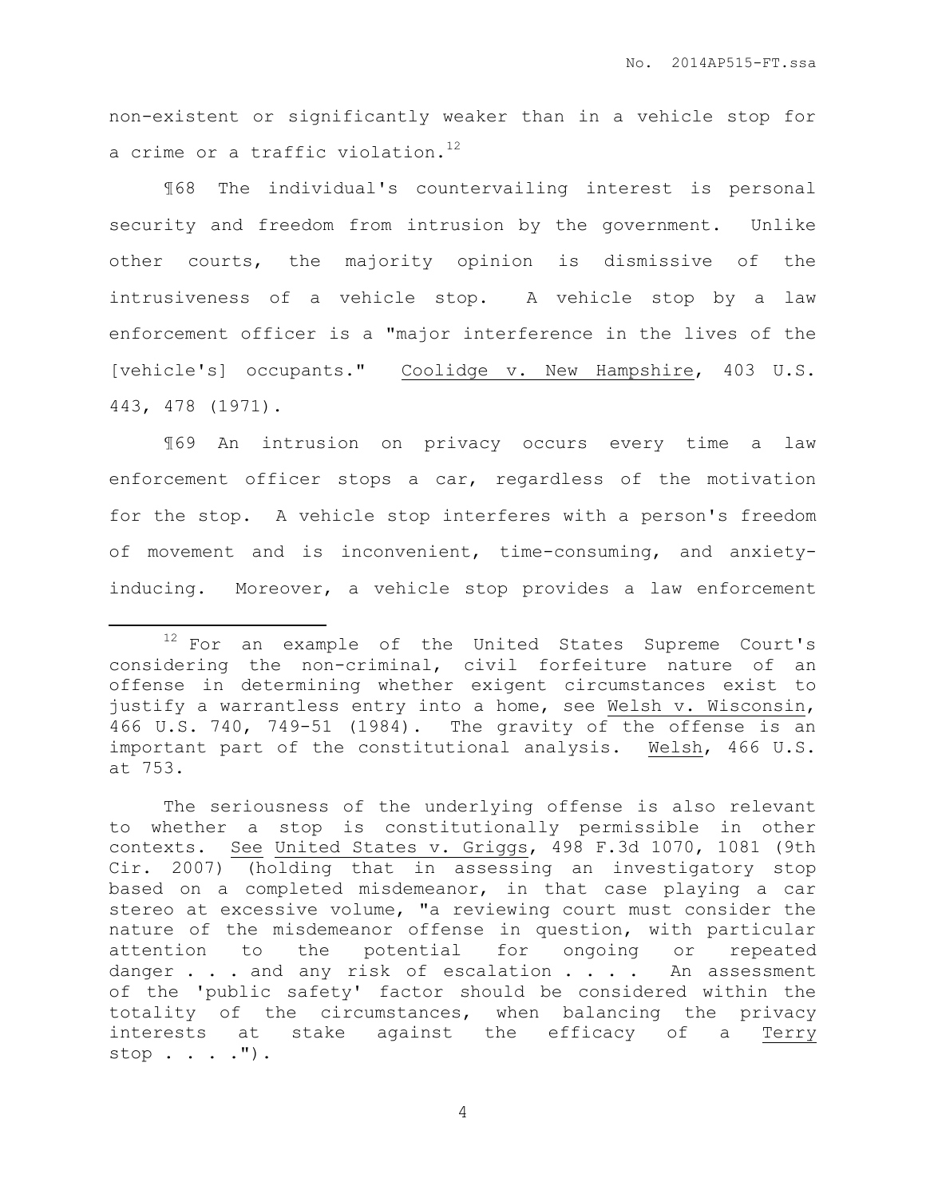non-existent or significantly weaker than in a vehicle stop for a crime or a traffic violation.[12]

¶68 The individual's countervailing interest is personal security and freedom from intrusion by the government. Unlike other courts, the majority opinion is dismissive of the intrusiveness of a vehicle stop. A vehicle stop by a law enforcement officer is a "major interference in the lives of the [vehicle's] occupants." Coolidge v. New Hampshire, 403 U.S. 443, 478 (1971).

¶69 An intrusion on privacy occurs every time a law enforcement officer stops a car, regardless of the motivation for the stop. A vehicle stop interferes with a person's freedom of movement and is inconvenient, time-consuming, and anxiety-inducing. Moreover, a vehicle stop provides a law enforcement

---

[12] For an example of the United States Supreme Court's considering the non-criminal, civil forfeiture nature of an offense in determining whether exigent circumstances exist to justify a warrantless entry into a home, see Welsh v. Wisconsin, 466 U.S. 740, 749-51 (1984). The gravity of the offense is an important part of the constitutional analysis. Welsh, 466 U.S. at 753.

The seriousness of the underlying offense is also relevant to whether a stop is constitutionally permissible in other contexts. See United States v. Griggs, 498 F.3d 1070, 1081 (9th Cir. 2007) (holding that in assessing an investigatory stop based on a completed misdemeanor, in that case playing a car stereo at excessive volume, "a reviewing court must consider the nature of the misdemeanor offense in question, with particular attention to the potential for ongoing or repeated danger . . . and any risk of escalation . . . . An assessment of the 'public safety' factor should be considered within the totality of the circumstances, when balancing the privacy interests at stake against the efficacy of a Terry stop . . . .").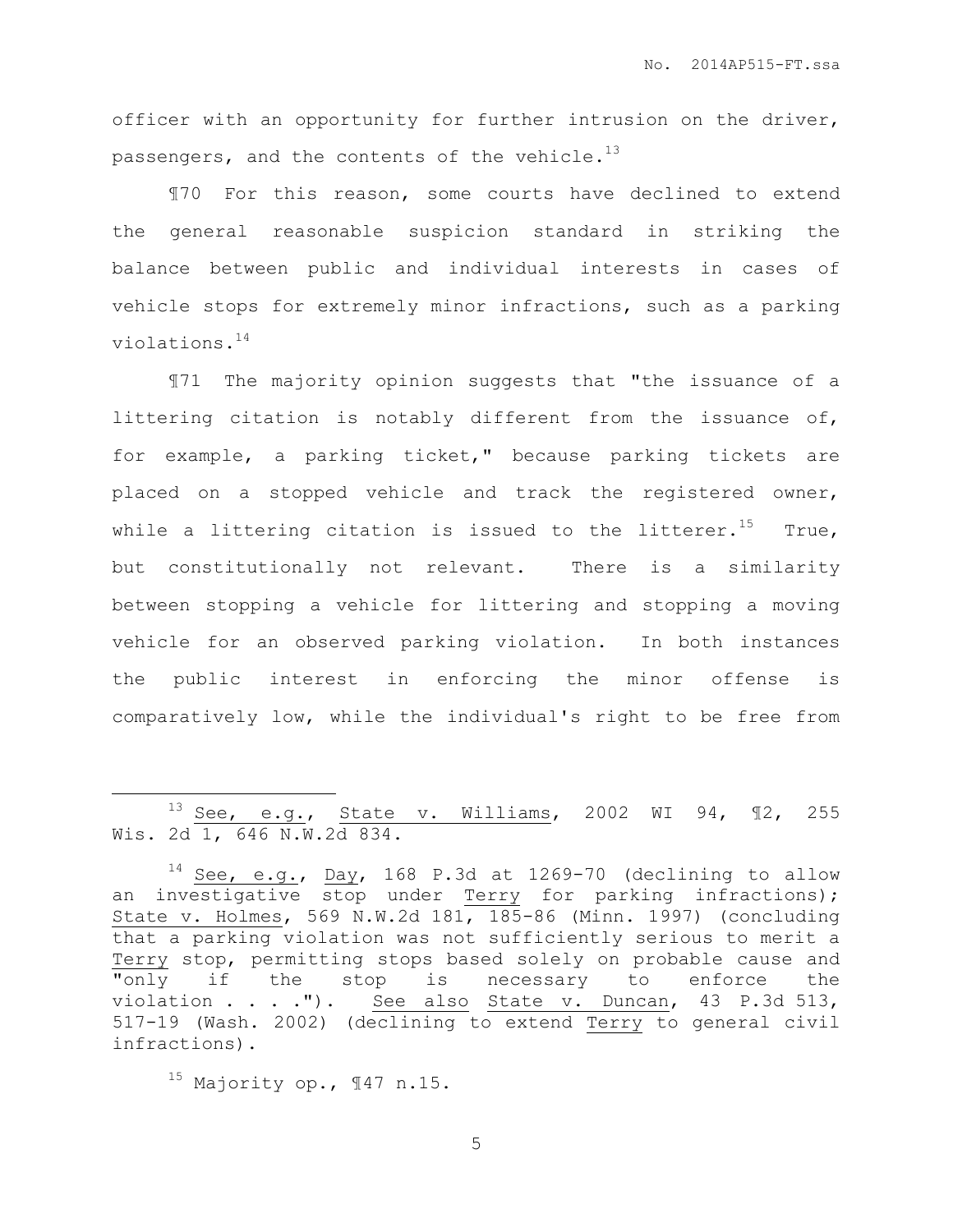officer with an opportunity for further intrusion on the driver, passengers, and the contents of the vehicle.[13]

¶70 For this reason, some courts have declined to extend the general reasonable suspicion standard in striking the balance between public and individual interests in cases of vehicle stops for extremely minor infractions, such as a parking violations.[14]

¶71 The majority opinion suggests that "the issuance of a littering citation is notably different from the issuance of, for example, a parking ticket," because parking tickets are placed on a stopped vehicle and track the registered owner, while a littering citation is issued to the litterer.[15] True, but constitutionally not relevant. There is a similarity between stopping a vehicle for littering and stopping a moving vehicle for an observed parking violation. In both instances the public interest in enforcing the minor offense is comparatively low, while the individual's right to be free from

---

[13] See, e.g., State v. Williams, 2002 WI 94, ¶2, 255 Wis. 2d 1, 646 N.W.2d 834.

[14] See, e.g., Day, 168 P.3d at 1269-70 (declining to allow an investigative stop under Terry for parking infractions); State v. Holmes, 569 N.W.2d 181, 185-86 (Minn. 1997) (concluding that a parking violation was not sufficiently serious to merit a Terry stop, permitting stops based solely on probable cause and "only if the stop is necessary to enforce the violation . . . ."). See also State v. Duncan, 43 P.3d 513, 517-19 (Wash. 2002) (declining to extend Terry to general civil infractions).

[15] Majority op., ¶47 n.15.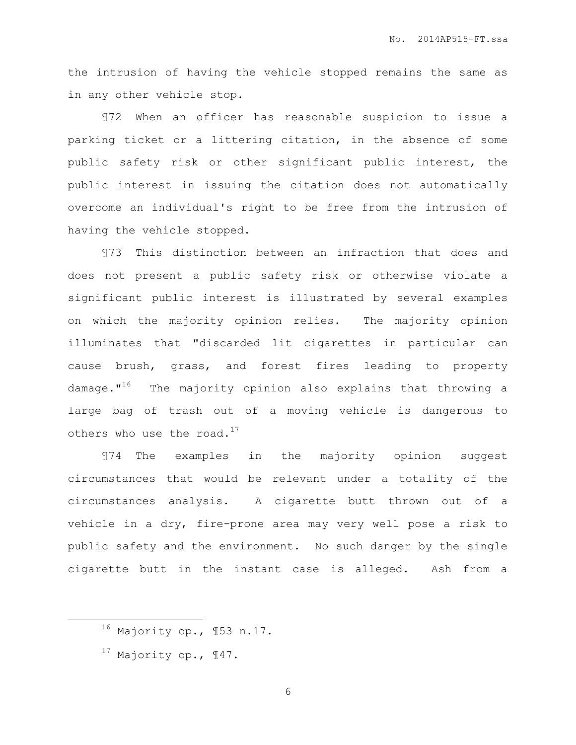the intrusion of having the vehicle stopped remains the same as in any other vehicle stop.

¶72 When an officer has reasonable suspicion to issue a parking ticket or a littering citation, in the absence of some public safety risk or other significant public interest, the public interest in issuing the citation does not automatically overcome an individual's right to be free from the intrusion of having the vehicle stopped.

¶73 This distinction between an infraction that does and does not present a public safety risk or otherwise violate a significant public interest is illustrated by several examples on which the majority opinion relies. The majority opinion illuminates that "discarded lit cigarettes in particular can cause brush, grass, and forest fires leading to property damage."[16] The majority opinion also explains that throwing a large bag of trash out of a moving vehicle is dangerous to others who use the road.[17]

¶74 The examples in the majority opinion suggest circumstances that would be relevant under a totality of the circumstances analysis. A cigarette butt thrown out of a vehicle in a dry, fire-prone area may very well pose a risk to public safety and the environment. No such danger by the single cigarette butt in the instant case is alleged. Ash from a

---

[16] Majority op., ¶53 n.17.

[17] Majority op., ¶47.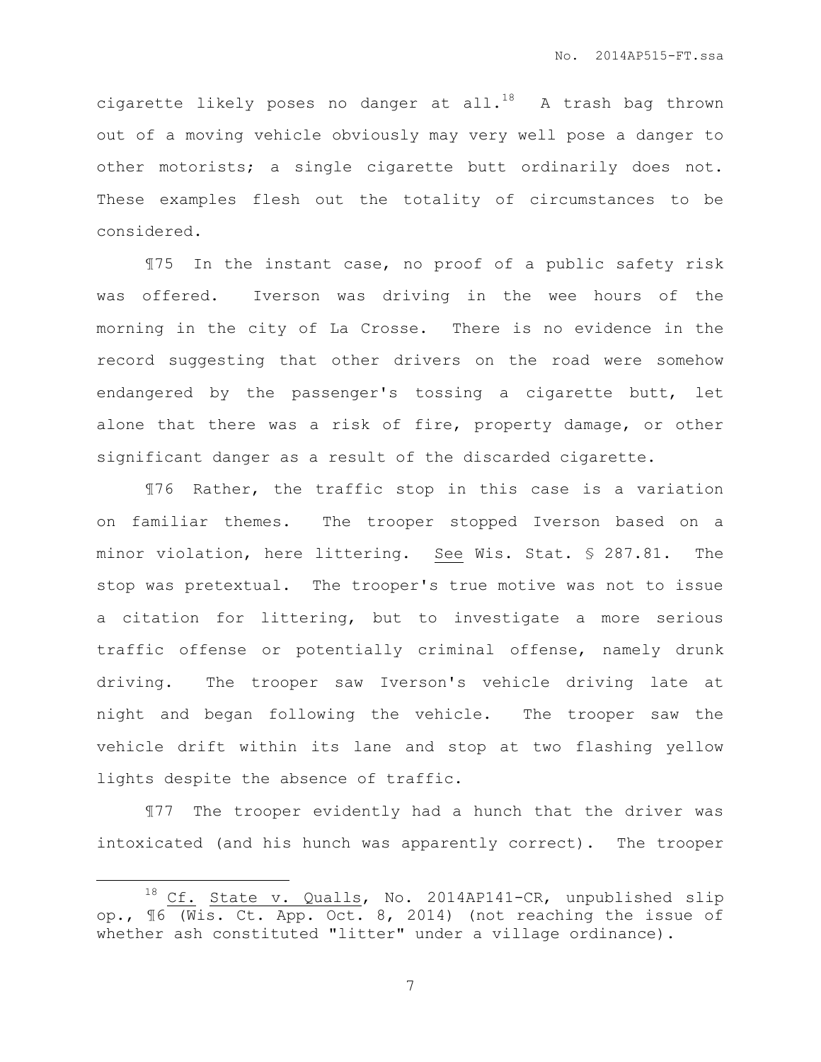cigarette likely poses no danger at all.[18] A trash bag thrown out of a moving vehicle obviously may very well pose a danger to other motorists; a single cigarette butt ordinarily does not. These examples flesh out the totality of circumstances to be considered.

¶75 In the instant case, no proof of a public safety risk was offered. Iverson was driving in the wee hours of the morning in the city of La Crosse. There is no evidence in the record suggesting that other drivers on the road were somehow endangered by the passenger's tossing a cigarette butt, let alone that there was a risk of fire, property damage, or other significant danger as a result of the discarded cigarette.

¶76 Rather, the traffic stop in this case is a variation on familiar themes. The trooper stopped Iverson based on a minor violation, here littering. See Wis. Stat. § 287.81. The stop was pretextual. The trooper's true motive was not to issue a citation for littering, but to investigate a more serious traffic offense or potentially criminal offense, namely drunk driving. The trooper saw Iverson's vehicle driving late at night and began following the vehicle. The trooper saw the vehicle drift within its lane and stop at two flashing yellow lights despite the absence of traffic.

¶77 The trooper evidently had a hunch that the driver was intoxicated (and his hunch was apparently correct). The trooper

---

[18] Cf. State v. Qualls, No. 2014AP141-CR, unpublished slip op., ¶6 (Wis. Ct. App. Oct. 8, 2014) (not reaching the issue of whether ash constituted "litter" under a village ordinance).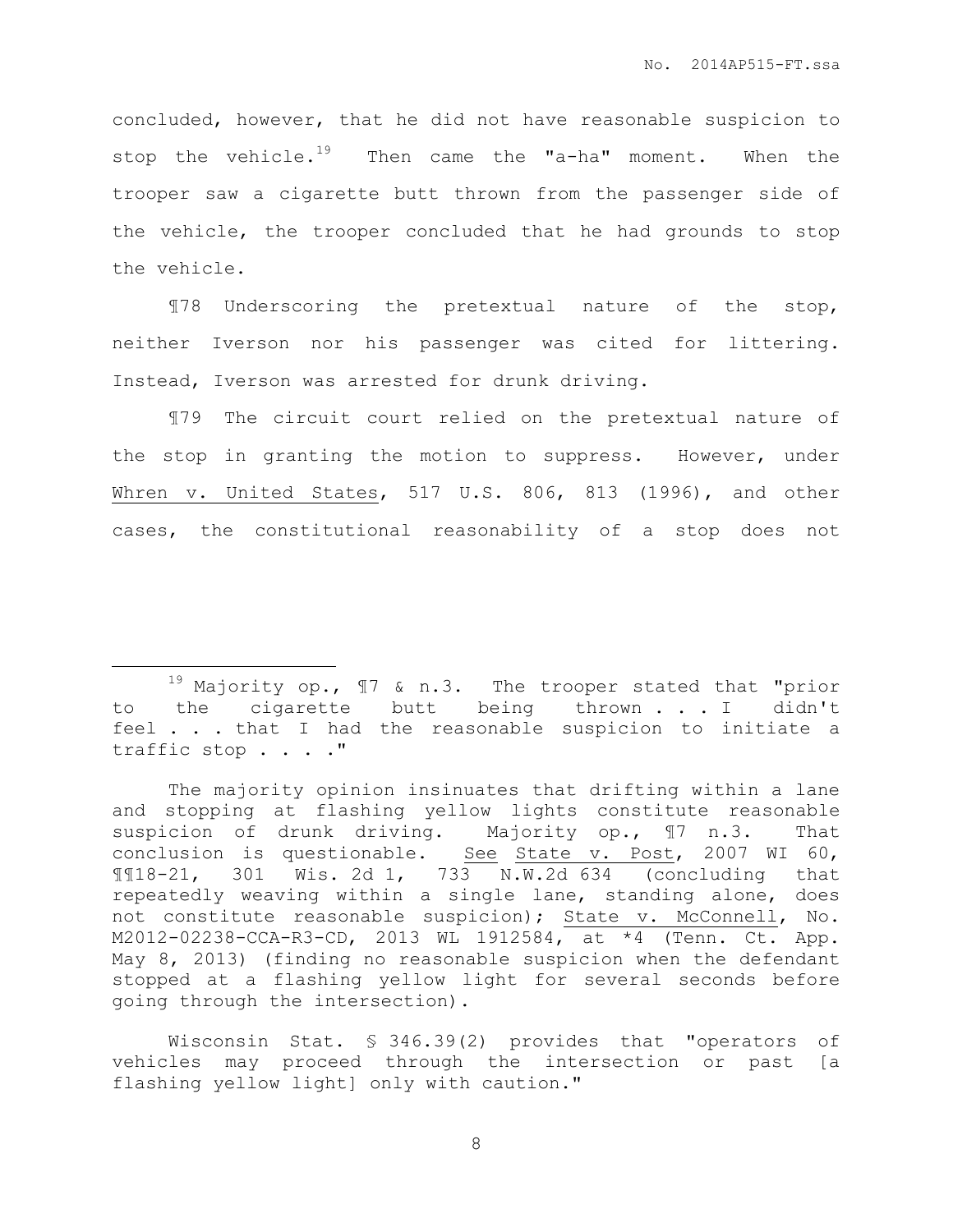concluded, however, that he did not have reasonable suspicion to stop the vehicle.[19] Then came the "a-ha" moment. When the trooper saw a cigarette butt thrown from the passenger side of the vehicle, the trooper concluded that he had grounds to stop the vehicle.

¶78 Underscoring the pretextual nature of the stop, neither Iverson nor his passenger was cited for littering. Instead, Iverson was arrested for drunk driving.

¶79 The circuit court relied on the pretextual nature of the stop in granting the motion to suppress. However, under Whren v. United States, 517 U.S. 806, 813 (1996), and other cases, the constitutional reasonability of a stop does not

---

[19] Majority op., ¶7 & n.3. The trooper stated that "prior to the cigarette butt being thrown . . . I didn't feel . . . that I had the reasonable suspicion to initiate a traffic stop . . . ."

The majority opinion insinuates that drifting within a lane and stopping at flashing yellow lights constitute reasonable suspicion of drunk driving. Majority op., ¶7 n.3. That conclusion is questionable. See State v. Post, 2007 WI 60, ¶¶18-21, 301 Wis. 2d 1, 733 N.W.2d 634 (concluding that repeatedly weaving within a single lane, standing alone, does not constitute reasonable suspicion); State v. McConnell, No. M2012-02238-CCA-R3-CD, 2013 WL 1912584, at *4 (Tenn. Ct. App. May 8, 2013) (finding no reasonable suspicion when the defendant stopped at a flashing yellow light for several seconds before going through the intersection).

Wisconsin Stat. § 346.39(2) provides that "operators of vehicles may proceed through the intersection or past [a flashing yellow light] only with caution."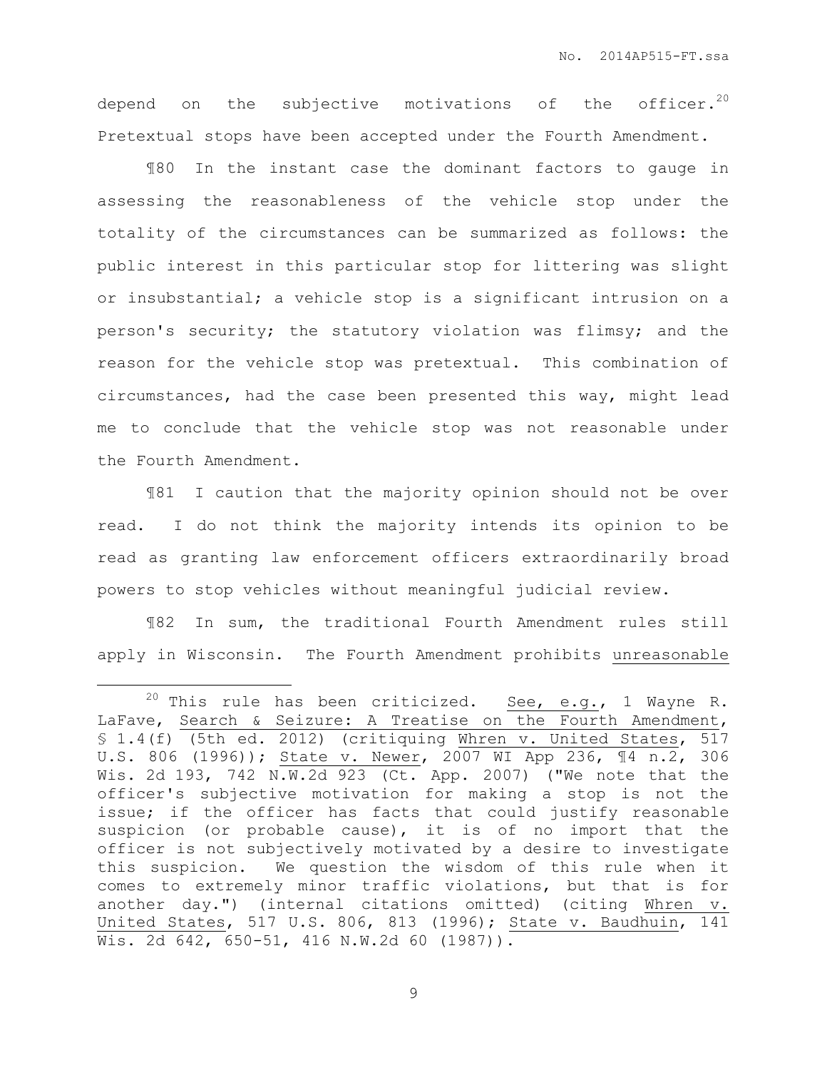depend on the subjective motivations of the officer.[20] Pretextual stops have been accepted under the Fourth Amendment.

¶80 In the instant case the dominant factors to gauge in assessing the reasonableness of the vehicle stop under the totality of the circumstances can be summarized as follows: the public interest in this particular stop for littering was slight or insubstantial; a vehicle stop is a significant intrusion on a person's security; the statutory violation was flimsy; and the reason for the vehicle stop was pretextual. This combination of circumstances, had the case been presented this way, might lead me to conclude that the vehicle stop was not reasonable under the Fourth Amendment.

¶81 I caution that the majority opinion should not be over read. I do not think the majority intends its opinion to be read as granting law enforcement officers extraordinarily broad powers to stop vehicles without meaningful judicial review.

¶82 In sum, the traditional Fourth Amendment rules still apply in Wisconsin. The Fourth Amendment prohibits unreasonable

---

[20] This rule has been criticized. See, e.g., 1 Wayne R. LaFave, Search & Seizure: A Treatise on the Fourth Amendment, § 1.4(f) (5th ed. 2012) (critiquing Whren v. United States, 517 U.S. 806 (1996)); State v. Newer, 2007 WI App 236, ¶4 n.2, 306 Wis. 2d 193, 742 N.W.2d 923 (Ct. App. 2007) ("We note that the officer's subjective motivation for making a stop is not the issue; if the officer has facts that could justify reasonable suspicion (or probable cause), it is of no import that the officer is not subjectively motivated by a desire to investigate this suspicion. We question the wisdom of this rule when it comes to extremely minor traffic violations, but that is for another day.") (internal citations omitted) (citing Whren v. United States, 517 U.S. 806, 813 (1996); State v. Baudhuin, 141 Wis. 2d 642, 650-51, 416 N.W.2d 60 (1987)).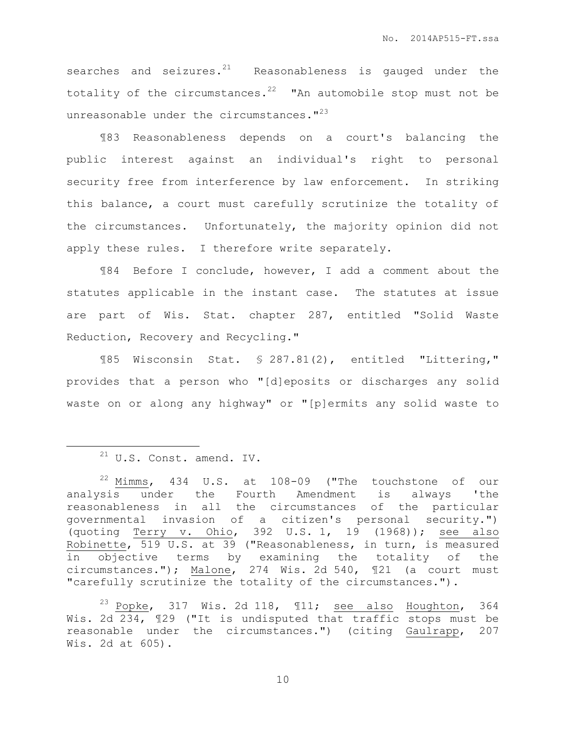searches and seizures.[21] Reasonableness is gauged under the totality of the circumstances.[22] "An automobile stop must not be unreasonable under the circumstances."[23]

¶83 Reasonableness depends on a court's balancing the public interest against an individual's right to personal security free from interference by law enforcement. In striking this balance, a court must carefully scrutinize the totality of the circumstances. Unfortunately, the majority opinion did not apply these rules. I therefore write separately.

¶84 Before I conclude, however, I add a comment about the statutes applicable in the instant case. The statutes at issue are part of Wis. Stat. chapter 287, entitled "Solid Waste Reduction, Recovery and Recycling."

¶85 Wisconsin Stat. § 287.81(2), entitled "Littering," provides that a person who "[d]eposits or discharges any solid waste on or along any highway" or "[p]ermits any solid waste to

---

[21] U.S. Const. amend. IV.

[22] Mimms, 434 U.S. at 108-09 ("The touchstone of our analysis under the Fourth Amendment is always 'the reasonableness in all the circumstances of the particular governmental invasion of a citizen's personal security.") (quoting Terry v. Ohio, 392 U.S. 1, 19 (1968)); see also Robinette, 519 U.S. at 39 ("Reasonableness, in turn, is measured in objective terms by examining the totality of the circumstances."); Malone, 274 Wis. 2d 540, ¶21 (a court must "carefully scrutinize the totality of the circumstances.").

[23] Popke, 317 Wis. 2d 118, ¶11; see also Houghton, 364 Wis. 2d 234, ¶29 ("It is undisputed that traffic stops must be reasonable under the circumstances.") (citing Gaulrapp, 207 Wis. 2d at 605).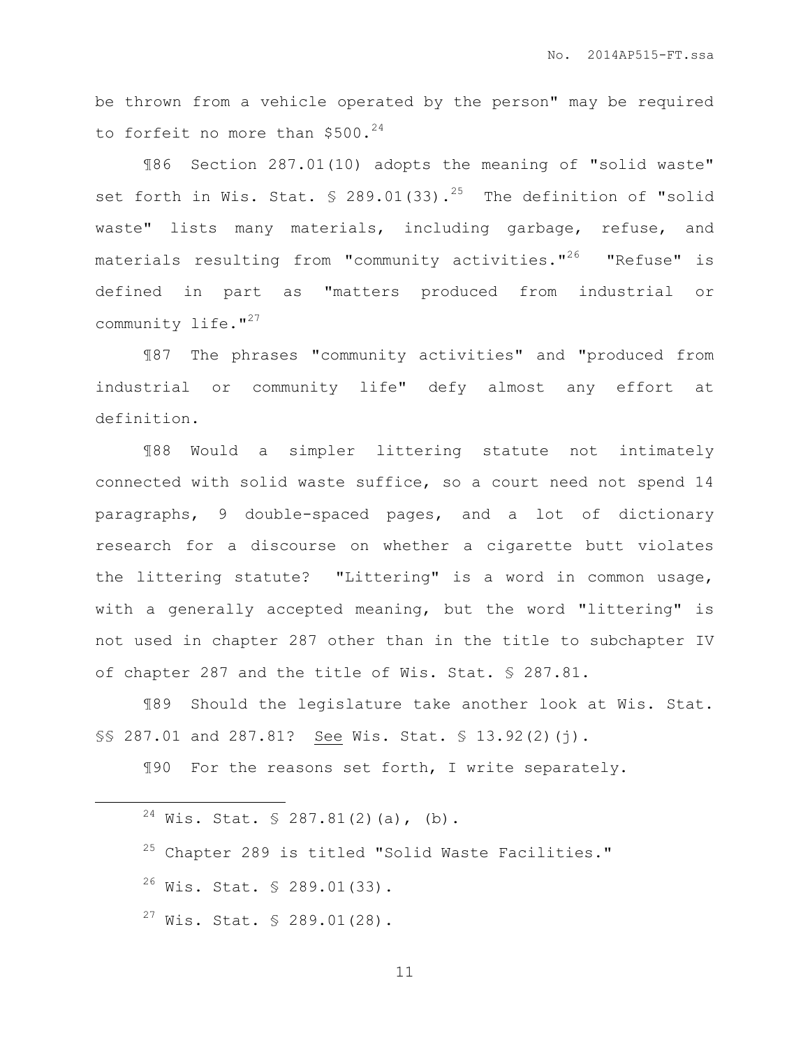be thrown from a vehicle operated by the person" may be required to forfeit no more than $500.[24]

¶86 Section 287.01(10) adopts the meaning of "solid waste" set forth in Wis. Stat. § 289.01(33).[25] The definition of "solid waste" lists many materials, including garbage, refuse, and materials resulting from "community activities."[26] "Refuse" is defined in part as "matters produced from industrial or community life."[27]

¶87 The phrases "community activities" and "produced from industrial or community life" defy almost any effort at definition.

¶88 Would a simpler littering statute not intimately connected with solid waste suffice, so a court need not spend 14 paragraphs, 9 double-spaced pages, and a lot of dictionary research for a discourse on whether a cigarette butt violates the littering statute? "Littering" is a word in common usage, with a generally accepted meaning, but the word "littering" is not used in chapter 287 other than in the title to subchapter IV of chapter 287 and the title of Wis. Stat. § 287.81.

¶89 Should the legislature take another look at Wis. Stat. §§ 287.01 and 287.81? See Wis. Stat. § 13.92(2)(j).

¶90 For the reasons set forth, I write separately.

---

[24] Wis. Stat. § 287.81(2)(a), (b).

[25] Chapter 289 is titled "Solid Waste Facilities."

[26] Wis. Stat. § 289.01(33).

[27] Wis. Stat. § 289.01(28).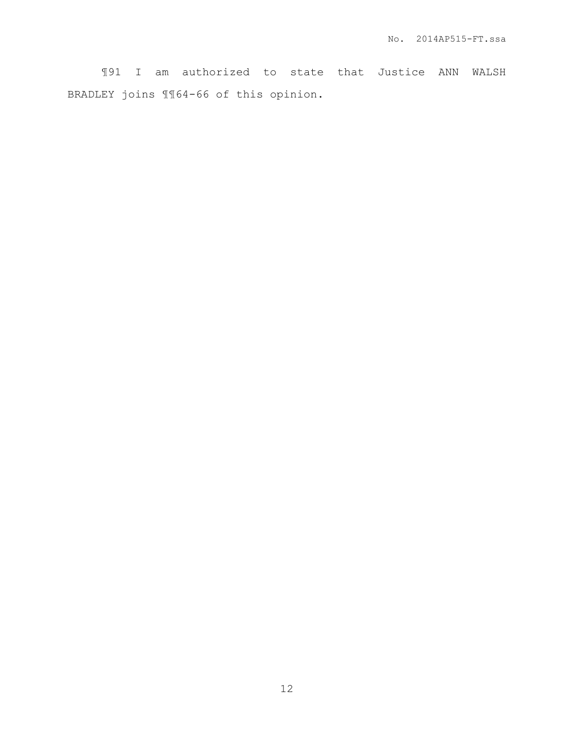¶91 I am authorized to state that Justice ANN WALSH BRADLEY joins ¶¶64-66 of this opinion.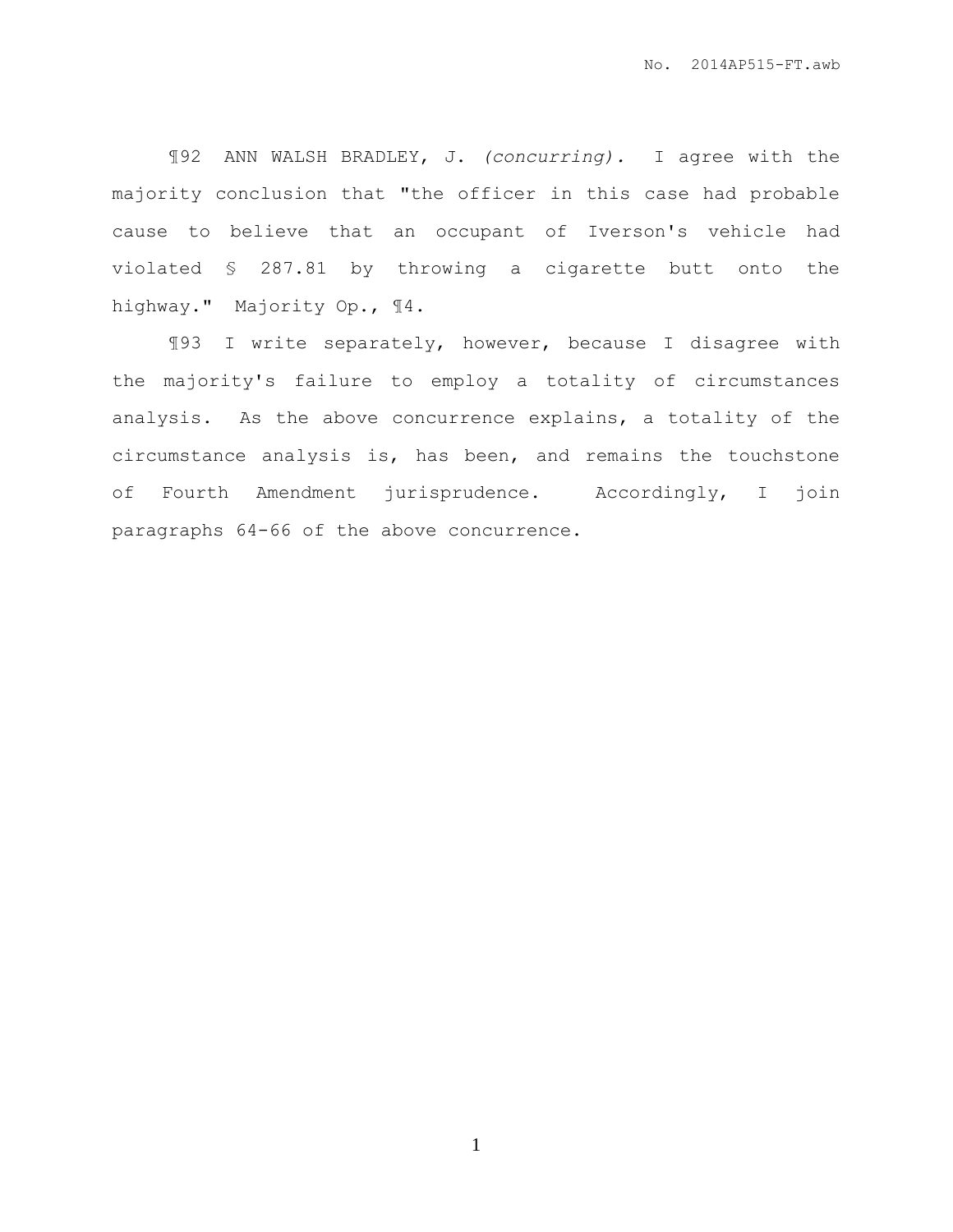¶92 ANN WALSH BRADLEY, J. *(concurring).* I agree with the majority conclusion that "the officer in this case had probable cause to believe that an occupant of Iverson's vehicle had violated § 287.81 by throwing a cigarette butt onto the highway." Majority Op., ¶4.

¶93 I write separately, however, because I disagree with the majority's failure to employ a totality of circumstances analysis. As the above concurrence explains, a totality of the circumstance analysis is, has been, and remains the touchstone of Fourth Amendment jurisprudence. Accordingly, I join paragraphs 64-66 of the above concurrence.